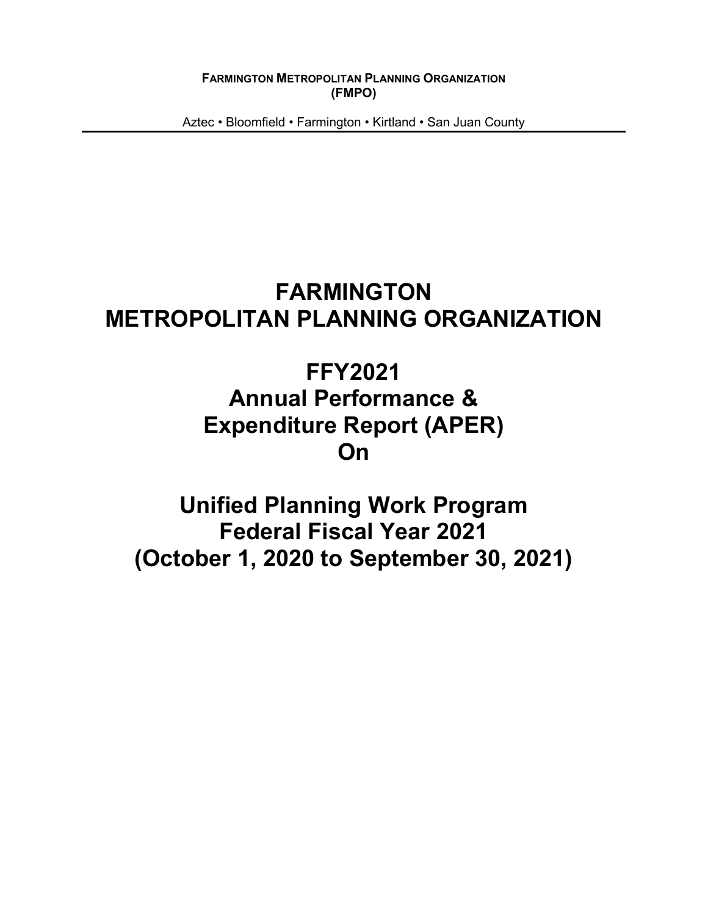**FARMINGTON METROPOLITAN PLANNING ORGANIZATION**
**(FMPO)**

Aztec • Bloomfield • Farmington • Kirtland • San Juan County

---

# FARMINGTON METROPOLITAN PLANNING ORGANIZATION

# FFY2021 Annual Performance & Expenditure Report (APER) On

# Unified Planning Work Program Federal Fiscal Year 2021 (October 1, 2020 to September 30, 2021)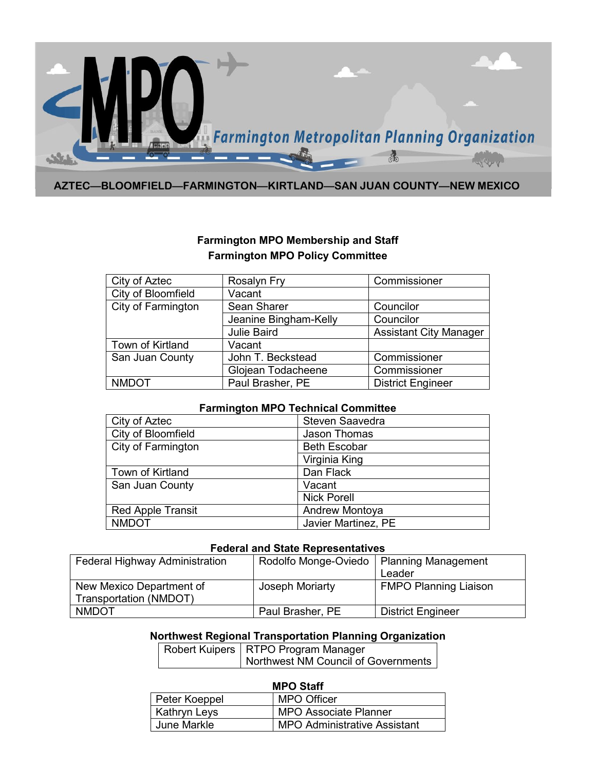**Farmington Metropolitan Planning Organization**

**AZTEC—BLOOMFIELD—FARMINGTON—KIRTLAND—SAN JUAN COUNTY—NEW MEXICO**

## Farmington MPO Membership and Staff

### Farmington MPO Policy Committee

| | | |
|---|---|---|
| City of Aztec | Rosalyn Fry | Commissioner |
| City of Bloomfield | Vacant | |
| City of Farmington | Sean Sharer | Councilor |
| | Jeanine Bingham-Kelly | Councilor |
| | Julie Baird | Assistant City Manager |
| Town of Kirtland | Vacant | |
| San Juan County | John T. Beckstead | Commissioner |
| | Glojean Todacheene | Commissioner |
| NMDOT | Paul Brasher, PE | District Engineer |

### Farmington MPO Technical Committee

| | |
|---|---|
| City of Aztec | Steven Saavedra |
| City of Bloomfield | Jason Thomas |
| City of Farmington | Beth Escobar |
| | Virginia King |
| Town of Kirtland | Dan Flack |
| San Juan County | Vacant |
| | Nick Porell |
| Red Apple Transit | Andrew Montoya |
| NMDOT | Javier Martinez, PE |

### Federal and State Representatives

| | | |
|---|---|---|
| Federal Highway Administration | Rodolfo Monge-Oviedo | Planning Management Leader |
| New Mexico Department of Transportation (NMDOT) | Joseph Moriarty | FMPO Planning Liaison |
| NMDOT | Paul Brasher, PE | District Engineer |

### Northwest Regional Transportation Planning Organization

| | |
|---|---|
| Robert Kuipers | RTPO Program Manager<br>Northwest NM Council of Governments |

### MPO Staff

| | |
|---|---|
| Peter Koeppel | MPO Officer |
| Kathryn Leys | MPO Associate Planner |
| June Markle | MPO Administrative Assistant |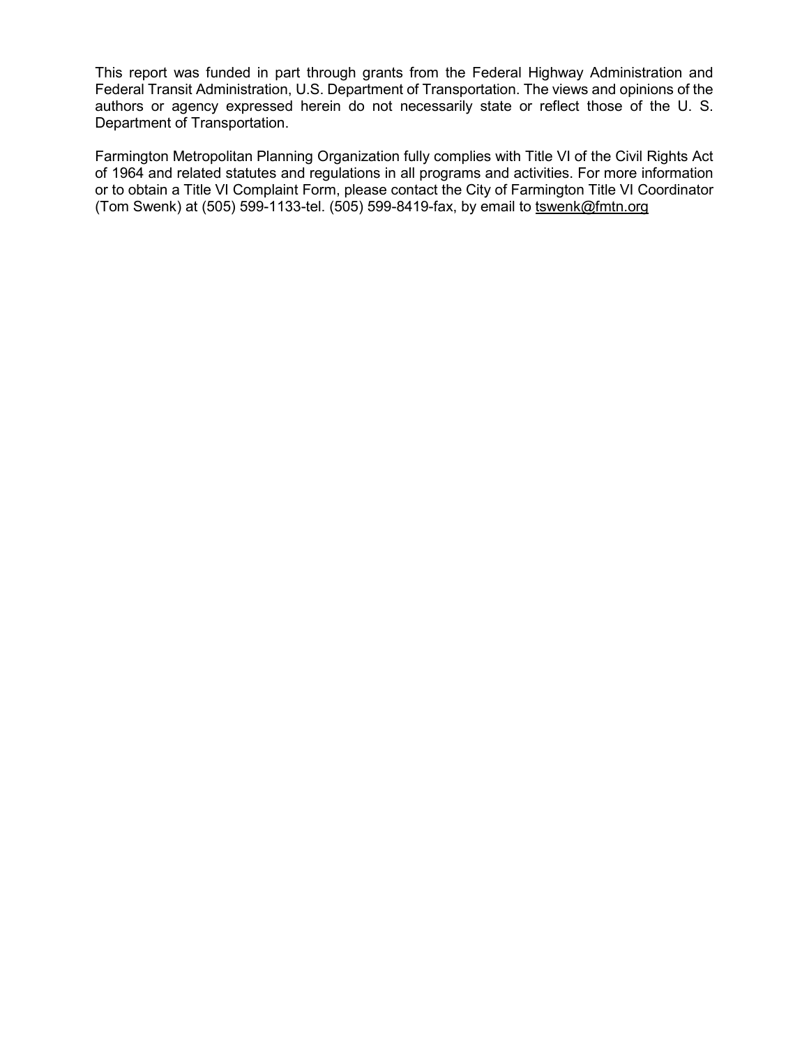This report was funded in part through grants from the Federal Highway Administration and Federal Transit Administration, U.S. Department of Transportation. The views and opinions of the authors or agency expressed herein do not necessarily state or reflect those of the U. S. Department of Transportation.

Farmington Metropolitan Planning Organization fully complies with Title VI of the Civil Rights Act of 1964 and related statutes and regulations in all programs and activities. For more information or to obtain a Title VI Complaint Form, please contact the City of Farmington Title VI Coordinator (Tom Swenk) at (505) 599-1133-tel. (505) 599-8419-fax, by email to tswenk@fmtn.org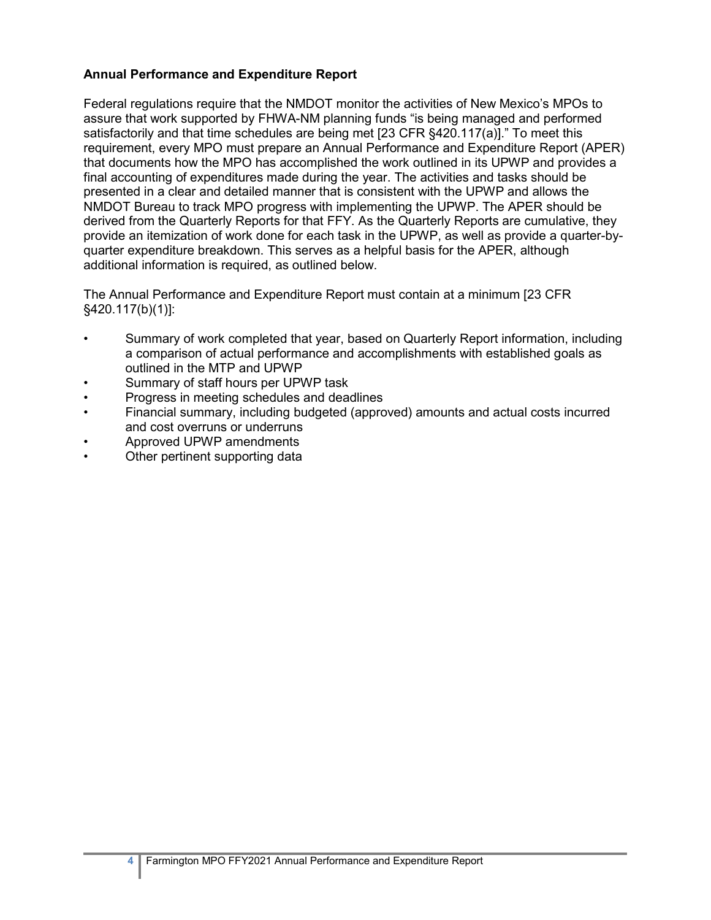**Annual Performance and Expenditure Report**

Federal regulations require that the NMDOT monitor the activities of New Mexico's MPOs to assure that work supported by FHWA-NM planning funds "is being managed and performed satisfactorily and that time schedules are being met [23 CFR §420.117(a)]." To meet this requirement, every MPO must prepare an Annual Performance and Expenditure Report (APER) that documents how the MPO has accomplished the work outlined in its UPWP and provides a final accounting of expenditures made during the year. The activities and tasks should be presented in a clear and detailed manner that is consistent with the UPWP and allows the NMDOT Bureau to track MPO progress with implementing the UPWP. The APER should be derived from the Quarterly Reports for that FFY. As the Quarterly Reports are cumulative, they provide an itemization of work done for each task in the UPWP, as well as provide a quarter-by-quarter expenditure breakdown. This serves as a helpful basis for the APER, although additional information is required, as outlined below.

The Annual Performance and Expenditure Report must contain at a minimum [23 CFR §420.117(b)(1)]:

- Summary of work completed that year, based on Quarterly Report information, including a comparison of actual performance and accomplishments with established goals as outlined in the MTP and UPWP
- Summary of staff hours per UPWP task
- Progress in meeting schedules and deadlines
- Financial summary, including budgeted (approved) amounts and actual costs incurred and cost overruns or underruns
- Approved UPWP amendments
- Other pertinent supporting data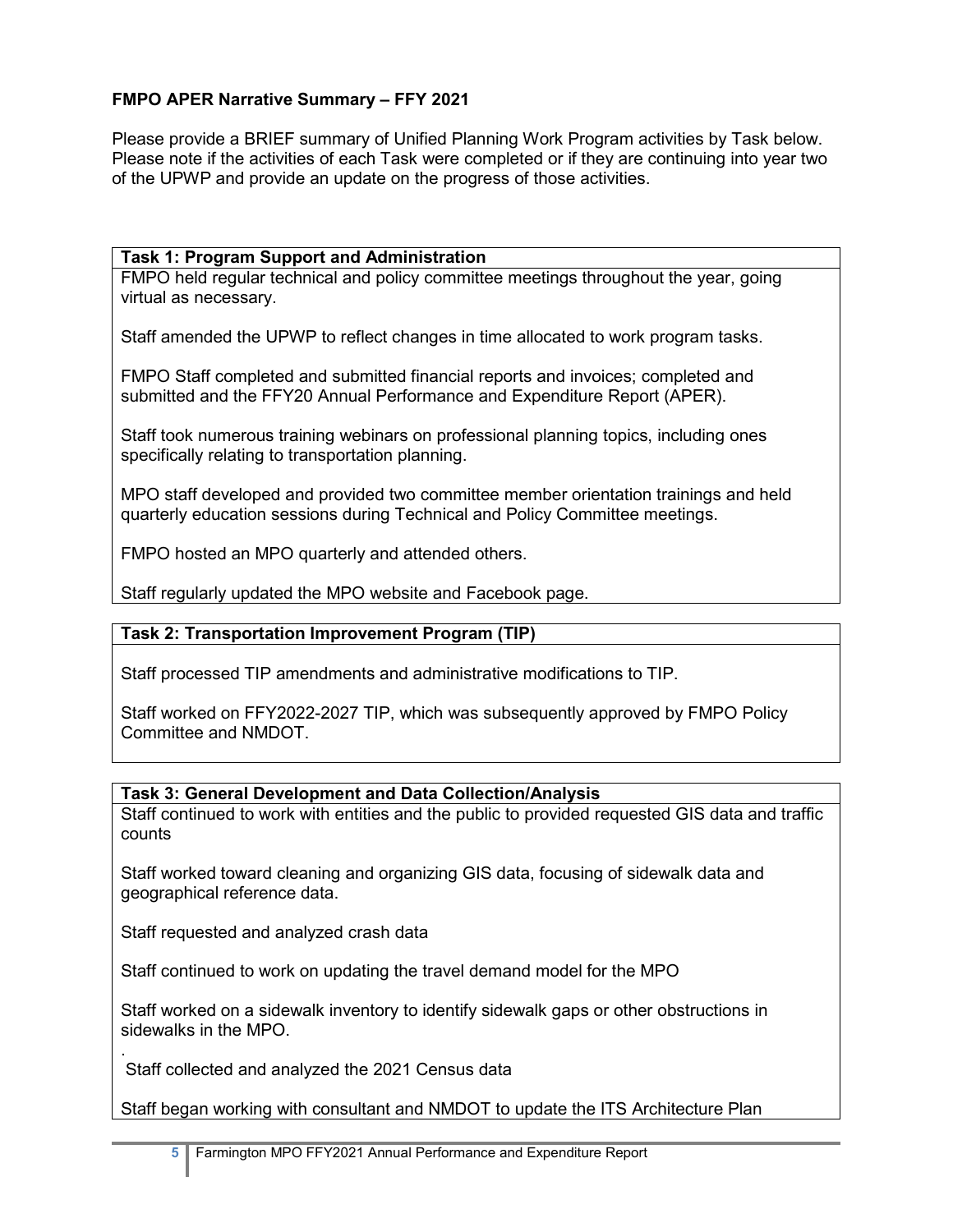**FMPO APER Narrative Summary – FFY 2021**

Please provide a BRIEF summary of Unified Planning Work Program activities by Task below. Please note if the activities of each Task were completed or if they are continuing into year two of the UPWP and provide an update on the progress of those activities.

**Task 1: Program Support and Administration**

FMPO held regular technical and policy committee meetings throughout the year, going virtual as necessary.

Staff amended the UPWP to reflect changes in time allocated to work program tasks.

FMPO Staff completed and submitted financial reports and invoices; completed and submitted and the FFY20 Annual Performance and Expenditure Report (APER).

Staff took numerous training webinars on professional planning topics, including ones specifically relating to transportation planning.

MPO staff developed and provided two committee member orientation trainings and held quarterly education sessions during Technical and Policy Committee meetings.

FMPO hosted an MPO quarterly and attended others.

Staff regularly updated the MPO website and Facebook page.

**Task 2: Transportation Improvement Program (TIP)**

Staff processed TIP amendments and administrative modifications to TIP.

Staff worked on FFY2022-2027 TIP, which was subsequently approved by FMPO Policy Committee and NMDOT.

**Task 3: General Development and Data Collection/Analysis**

Staff continued to work with entities and the public to provided requested GIS data and traffic counts

Staff worked toward cleaning and organizing GIS data, focusing of sidewalk data and geographical reference data.

Staff requested and analyzed crash data

Staff continued to work on updating the travel demand model for the MPO

Staff worked on a sidewalk inventory to identify sidewalk gaps or other obstructions in sidewalks in the MPO.

.
Staff collected and analyzed the 2021 Census data

Staff began working with consultant and NMDOT to update the ITS Architecture Plan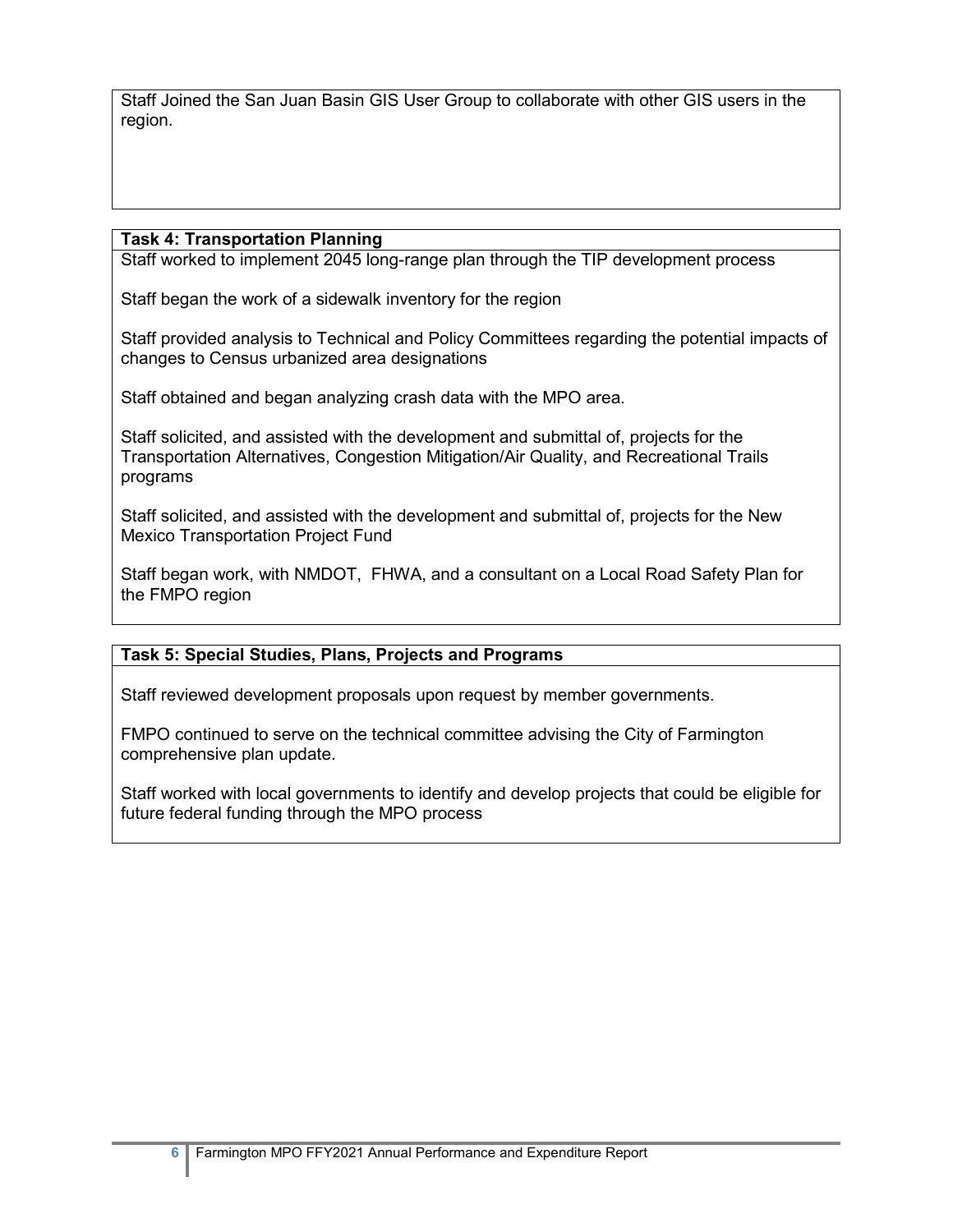Staff Joined the San Juan Basin GIS User Group to collaborate with other GIS users in the region.

**Task 4: Transportation Planning**

Staff worked to implement 2045 long-range plan through the TIP development process

Staff began the work of a sidewalk inventory for the region

Staff provided analysis to Technical and Policy Committees regarding the potential impacts of changes to Census urbanized area designations

Staff obtained and began analyzing crash data with the MPO area.

Staff solicited, and assisted with the development and submittal of, projects for the Transportation Alternatives, Congestion Mitigation/Air Quality, and Recreational Trails programs

Staff solicited, and assisted with the development and submittal of, projects for the New Mexico Transportation Project Fund

Staff began work, with NMDOT, FHWA, and a consultant on a Local Road Safety Plan for the FMPO region

**Task 5: Special Studies, Plans, Projects and Programs**

Staff reviewed development proposals upon request by member governments.

FMPO continued to serve on the technical committee advising the City of Farmington comprehensive plan update.

Staff worked with local governments to identify and develop projects that could be eligible for future federal funding through the MPO process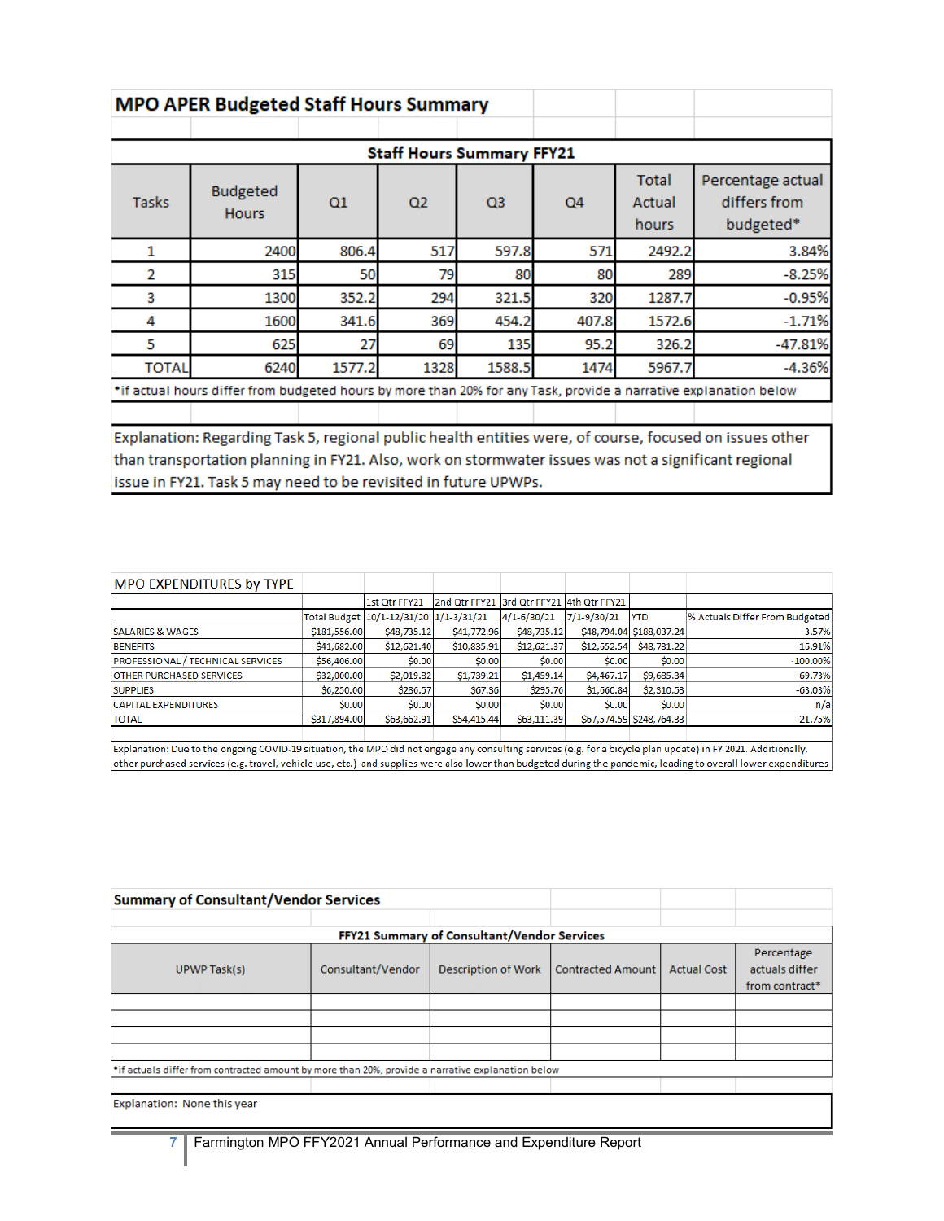## MPO APER Budgeted Staff Hours Summary

| Staff Hours Summary FFY21 | | | | | | | |
|---|---|---|---|---|---|---|---|
| Tasks | Budgeted Hours | Q1 | Q2 | Q3 | Q4 | Total Actual hours | Percentage actual differs from budgeted* |
| 1 | 2400 | 806.4 | 517 | 597.8 | 571 | 2492.2 | 3.84% |
| 2 | 315 | 50 | 79 | 80 | 80 | 289 | -8.25% |
| 3 | 1300 | 352.2 | 294 | 321.5 | 320 | 1287.7 | -0.95% |
| 4 | 1600 | 341.6 | 369 | 454.2 | 407.8 | 1572.6 | -1.71% |
| 5 | 625 | 27 | 69 | 135 | 95.2 | 326.2 | -47.81% |
| TOTAL | 6240 | 1577.2 | 1328 | 1588.5 | 1474 | 5967.7 | -4.36% |

*if actual hours differ from budgeted hours by more than 20% for any Task, provide a narrative explanation below

Explanation: Regarding Task 5, regional public health entities were, of course, focused on issues other than transportation planning in FY21. Also, work on stormwater issues was not a significant regional issue in FY21. Task 5 may need to be revisited in future UPWPs.

## MPO EXPENDITURES by TYPE

| | | 1st Qtr FFY21 | 2nd Qtr FFY21 | 3rd Qtr FFY21 | 4th Qtr FFY21 | | |
|---|---|---|---|---|---|---|---|
| | Total Budget | 10/1-12/31/20 | 1/1-3/31/21 | 4/1-6/30/21 | 7/1-9/30/21 | YTD | % Actuals Differ From Budgeted |
| SALARIES & WAGES | $181,556.00 | $48,735.12 | $41,772.96 | $48,735.12 | $48,794.04 | $188,037.24 | 3.57% |
| BENEFITS | $41,682.00 | $12,621.40 | $10,835.91 | $12,621.37 | $12,652.54 | $48,731.22 | 16.91% |
| PROFESSIONAL / TECHNICAL SERVICES | $56,406.00 | $0.00 | $0.00 | $0.00 | $0.00 | $0.00 | -100.00% |
| OTHER PURCHASED SERVICES | $32,000.00 | $2,019.82 | $1,739.21 | $1,459.14 | $4,467.17 | $9,685.34 | -69.73% |
| SUPPLIES | $6,250.00 | $286.57 | $67.36 | $295.76 | $1,660.84 | $2,310.53 | -63.03% |
| CAPITAL EXPENDITURES | $0.00 | $0.00 | $0.00 | $0.00 | $0.00 | $0.00 | n/a |
| TOTAL | $317,894.00 | $63,662.91 | $54,415.44 | $63,111.39 | $67,574.59 | $248,764.33 | -21.75% |

Explanation: Due to the ongoing COVID-19 situation, the MPO did not engage any consulting services (e.g. for a bicycle plan update) in FY 2021. Additionally, other purchased services (e.g. travel, vehicle use, etc.) and supplies were also lower than budgeted during the pandemic, leading to overall lower expenditures

## Summary of Consultant/Vendor Services

| FFY21 Summary of Consultant/Vendor Services | | | | | |
|---|---|---|---|---|---|
| UPWP Task(s) | Consultant/Vendor | Description of Work | Contracted Amount | Actual Cost | Percentage actuals differ from contract* |
| | | | | | |
| | | | | | |
| | | | | | |
| | | | | | |

*if actuals differ from contracted amount by more than 20%, provide a narrative explanation below

Explanation: None this year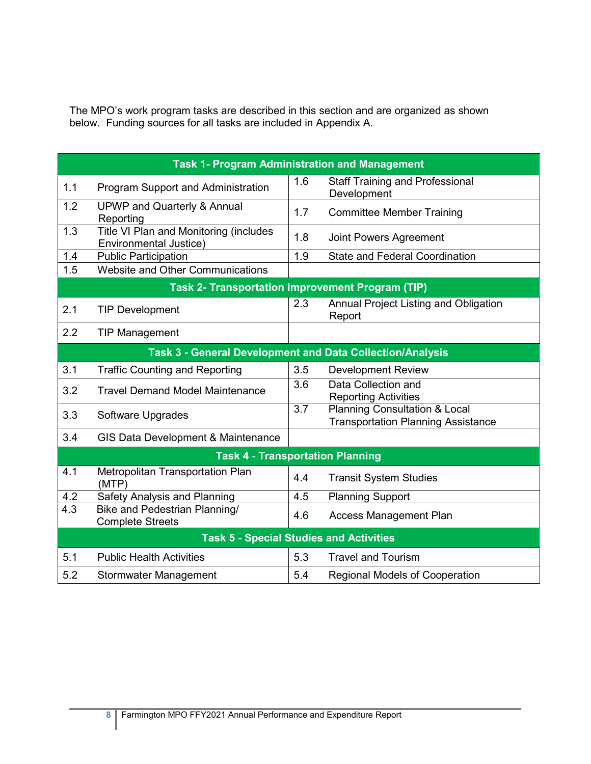The MPO's work program tasks are described in this section and are organized as shown below. Funding sources for all tasks are included in Appendix A.

| **Task 1- Program Administration and Management** | | | |
|---|---|---|---|
| 1.1 | Program Support and Administration | 1.6 | Staff Training and Professional Development |
| 1.2 | UPWP and Quarterly & Annual Reporting | 1.7 | Committee Member Training |
| 1.3 | Title VI Plan and Monitoring (includes Environmental Justice) | 1.8 | Joint Powers Agreement |
| 1.4 | Public Participation | 1.9 | State and Federal Coordination |
| 1.5 | Website and Other Communications | | |
| **Task 2- Transportation Improvement Program (TIP)** | | | |
| 2.1 | TIP Development | 2.3 | Annual Project Listing and Obligation Report |
| 2.2 | TIP Management | | |
| **Task 3 - General Development and Data Collection/Analysis** | | | |
| 3.1 | Traffic Counting and Reporting | 3.5 | Development Review |
| 3.2 | Travel Demand Model Maintenance | 3.6 | Data Collection and Reporting Activities |
| 3.3 | Software Upgrades | 3.7 | Planning Consultation & Local Transportation Planning Assistance |
| 3.4 | GIS Data Development & Maintenance | | |
| **Task 4 - Transportation Planning** | | | |
| 4.1 | Metropolitan Transportation Plan (MTP) | 4.4 | Transit System Studies |
| 4.2 | Safety Analysis and Planning | 4.5 | Planning Support |
| 4.3 | Bike and Pedestrian Planning/ Complete Streets | 4.6 | Access Management Plan |
| **Task 5 - Special Studies and Activities** | | | |
| 5.1 | Public Health Activities | 5.3 | Travel and Tourism |
| 5.2 | Stormwater Management | 5.4 | Regional Models of Cooperation |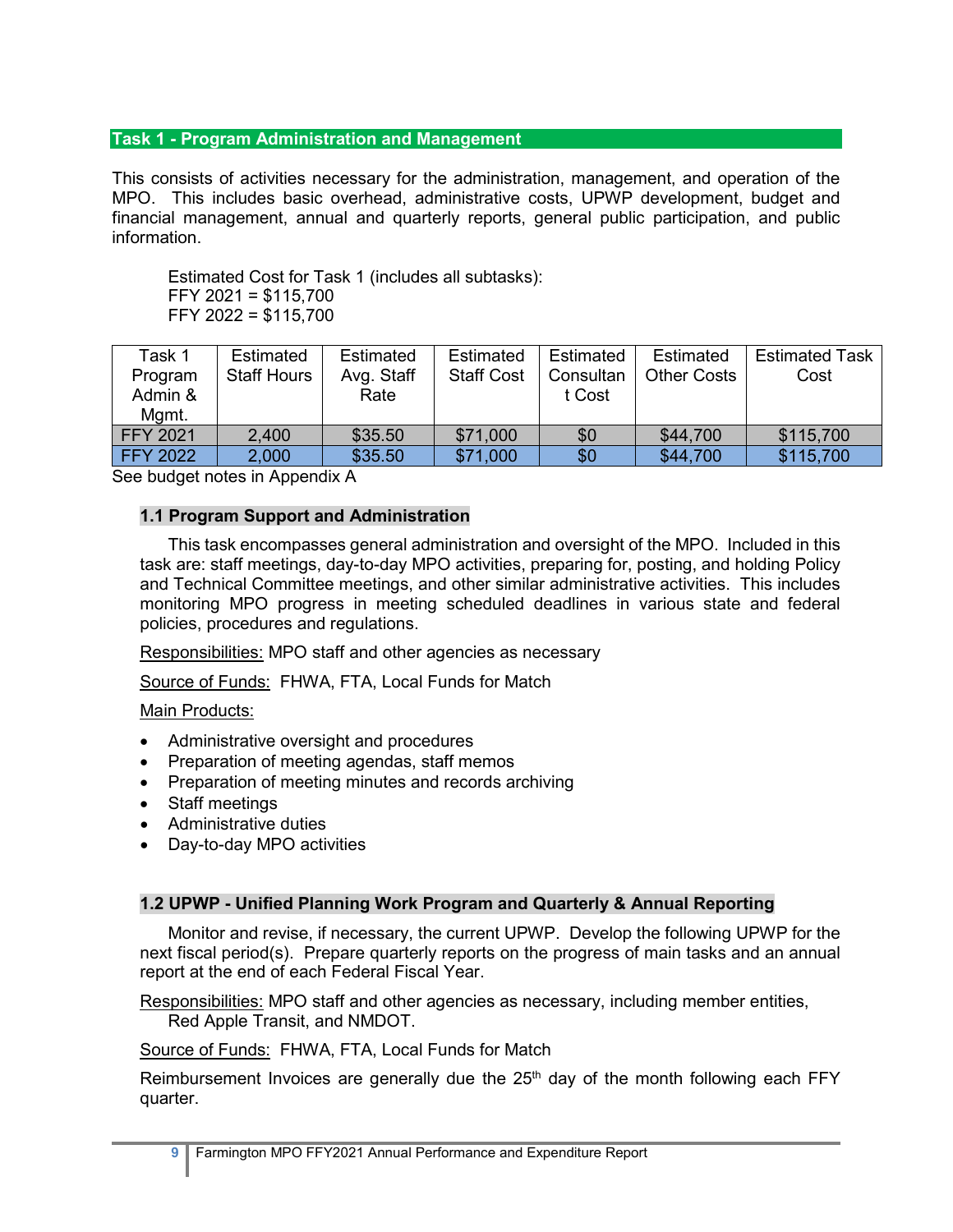## Task 1 - Program Administration and Management

This consists of activities necessary for the administration, management, and operation of the MPO. This includes basic overhead, administrative costs, UPWP development, budget and financial management, annual and quarterly reports, general public participation, and public information.

Estimated Cost for Task 1 (includes all subtasks):
FFY 2021 = $115,700
FFY 2022 = $115,700

| Task 1 Program Admin & Mgmt. | Estimated Staff Hours | Estimated Avg. Staff Rate | Estimated Staff Cost | Estimated Consultant Cost | Estimated Other Costs | Estimated Task Cost |
|---|---|---|---|---|---|---|
| FFY 2021 | 2,400 | $35.50 | $71,000 | $0 | $44,700 | $115,700 |
| FFY 2022 | 2,000 | $35.50 | $71,000 | $0 | $44,700 | $115,700 |

See budget notes in Appendix A

### 1.1 Program Support and Administration

This task encompasses general administration and oversight of the MPO. Included in this task are: staff meetings, day-to-day MPO activities, preparing for, posting, and holding Policy and Technical Committee meetings, and other similar administrative activities. This includes monitoring MPO progress in meeting scheduled deadlines in various state and federal policies, procedures and regulations.

Responsibilities: MPO staff and other agencies as necessary

Source of Funds: FHWA, FTA, Local Funds for Match

Main Products:

- Administrative oversight and procedures
- Preparation of meeting agendas, staff memos
- Preparation of meeting minutes and records archiving
- Staff meetings
- Administrative duties
- Day-to-day MPO activities

### 1.2 UPWP - Unified Planning Work Program and Quarterly & Annual Reporting

Monitor and revise, if necessary, the current UPWP. Develop the following UPWP for the next fiscal period(s). Prepare quarterly reports on the progress of main tasks and an annual report at the end of each Federal Fiscal Year.

Responsibilities: MPO staff and other agencies as necessary, including member entities, Red Apple Transit, and NMDOT.

Source of Funds: FHWA, FTA, Local Funds for Match

Reimbursement Invoices are generally due the 25th day of the month following each FFY quarter.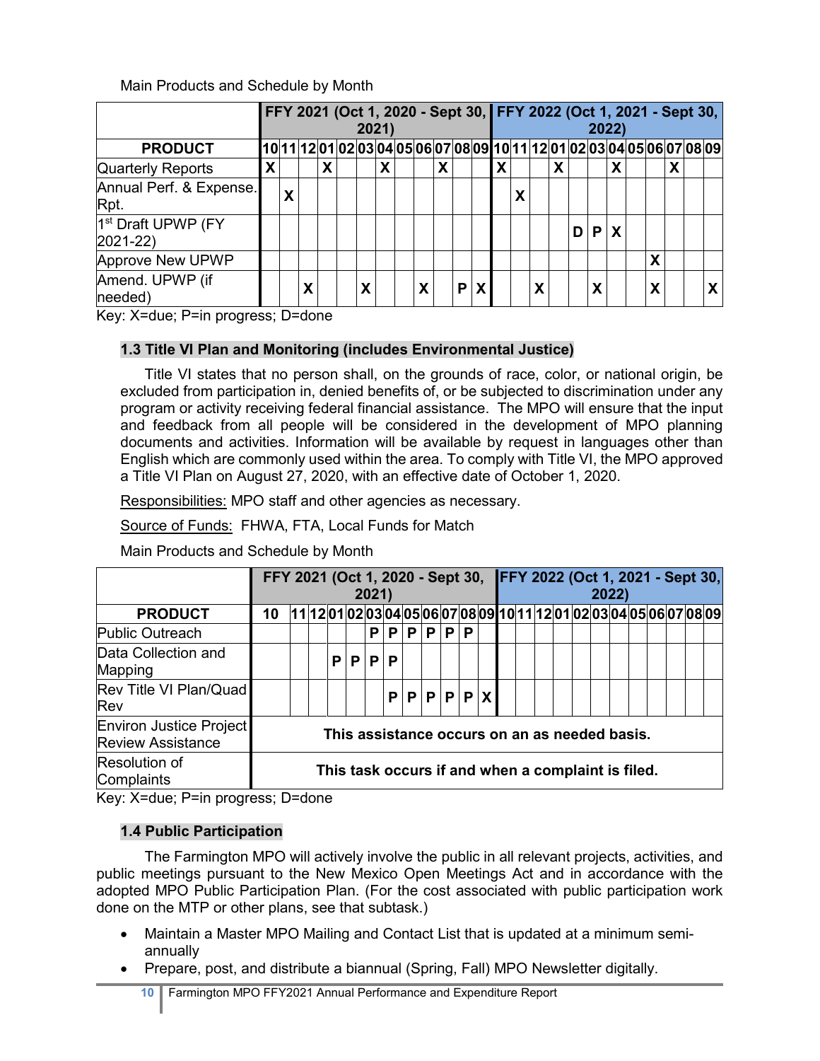Main Products and Schedule by Month

| PRODUCT | FFY 2021 (Oct 1, 2020 - Sept 30, 2021) | | | | | | | | | | | | FFY 2022 (Oct 1, 2021 - Sept 30, 2022) | | | | | | | | | | | |
|---|---|---|---|---|---|---|---|---|---|---|---|---|---|---|---|---|---|---|---|---|---|---|---|---|
| | 10 | 11 | 12 | 01 | 02 | 03 | 04 | 05 | 06 | 07 | 08 | 09 | 10 | 11 | 12 | 01 | 02 | 03 | 04 | 05 | 06 | 07 | 08 | 09 |
| Quarterly Reports | X | | | X | | | X | | | X | | | X | | | X | | | X | | | X | | |
| Annual Perf. & Expense. Rpt. | | X | | | | | | | | | | | | X | | | | | | | | | | |
| 1st Draft UPWP (FY 2021-22) | | | | | | | | | | | | | | | | | D | P | X | | | | | |
| Approve New UPWP | | | | | | | | | | | | | | | | | | | | | X | | | |
| Amend. UPWP (if needed) | | | X | | | X | | | X | | P | X | | | X | | | X | | | X | | | X |

Key: X=due; P=in progress; D=done

### 1.3 Title VI Plan and Monitoring (includes Environmental Justice)

Title VI states that no person shall, on the grounds of race, color, or national origin, be excluded from participation in, denied benefits of, or be subjected to discrimination under any program or activity receiving federal financial assistance. The MPO will ensure that the input and feedback from all people will be considered in the development of MPO planning documents and activities. Information will be available by request in languages other than English which are commonly used within the area. To comply with Title VI, the MPO approved a Title VI Plan on August 27, 2020, with an effective date of October 1, 2020.

Responsibilities: MPO staff and other agencies as necessary.

Source of Funds: FHWA, FTA, Local Funds for Match

Main Products and Schedule by Month

| PRODUCT | FFY 2021 (Oct 1, 2020 - Sept 30, 2021) | | | | | | | | | | | | FFY 2022 (Oct 1, 2021 - Sept 30, 2022) | | | | | | | | | | | |
|---|---|---|---|---|---|---|---|---|---|---|---|---|---|---|---|---|---|---|---|---|---|---|---|---|
| | 10 | 11 | 12 | 01 | 02 | 03 | 04 | 05 | 06 | 07 | 08 | 09 | 10 | 11 | 12 | 01 | 02 | 03 | 04 | 05 | 06 | 07 | 08 | 09 |
| Public Outreach | | | | | | P | P | P | P | P | P | | | | | | | | | | | | | |
| Data Collection and Mapping | | | | P | P | P | P | | | | | | | | | | | | | | | | | |
| Rev Title VI Plan/Quad Rev | | | | | | | P | P | P | P | P | X | | | | | | | | | | | | |
| Environ Justice Project Review Assistance | This assistance occurs on an as needed basis. | | | | | | | | | | | | | | | | | | | | | | | |
| Resolution of Complaints | This task occurs if and when a complaint is filed. | | | | | | | | | | | | | | | | | | | | | | | |

Key: X=due; P=in progress; D=done

### 1.4 Public Participation

The Farmington MPO will actively involve the public in all relevant projects, activities, and public meetings pursuant to the New Mexico Open Meetings Act and in accordance with the adopted MPO Public Participation Plan. (For the cost associated with public participation work done on the MTP or other plans, see that subtask.)

- Maintain a Master MPO Mailing and Contact List that is updated at a minimum semi-annually
- Prepare, post, and distribute a biannual (Spring, Fall) MPO Newsletter digitally.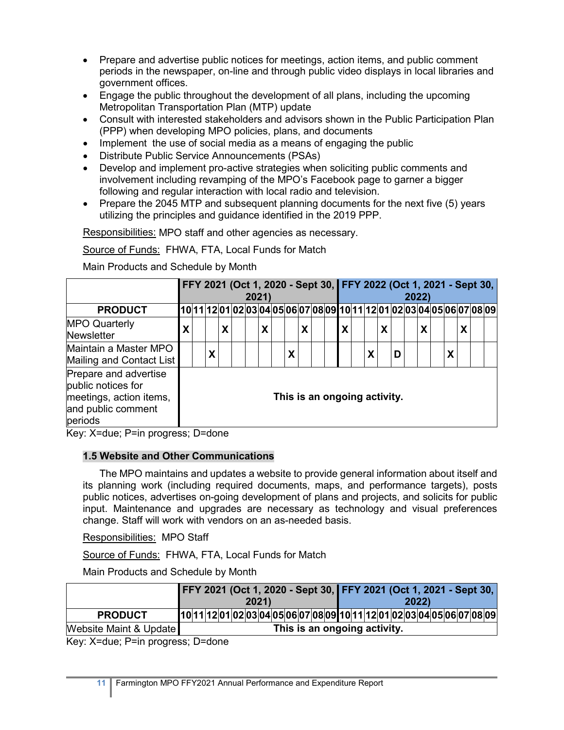- Prepare and advertise public notices for meetings, action items, and public comment periods in the newspaper, on-line and through public video displays in local libraries and government offices.
- Engage the public throughout the development of all plans, including the upcoming Metropolitan Transportation Plan (MTP) update
- Consult with interested stakeholders and advisors shown in the Public Participation Plan (PPP) when developing MPO policies, plans, and documents
- Implement the use of social media as a means of engaging the public
- Distribute Public Service Announcements (PSAs)
- Develop and implement pro-active strategies when soliciting public comments and involvement including revamping of the MPO's Facebook page to garner a bigger following and regular interaction with local radio and television.
- Prepare the 2045 MTP and subsequent planning documents for the next five (5) years utilizing the principles and guidance identified in the 2019 PPP.

Responsibilities: MPO staff and other agencies as necessary.

Source of Funds: FHWA, FTA, Local Funds for Match

Main Products and Schedule by Month

| | FFY 2021 (Oct 1, 2020 - Sept 30, 2021) | | | | | | | | | | | | FFY 2022 (Oct 1, 2021 - Sept 30, 2022) | | | | | | | | | | | |
|---|---|---|---|---|---|---|---|---|---|---|---|---|---|---|---|---|---|---|---|---|---|---|---|---|
| **PRODUCT** | 10 | 11 | 12 | 01 | 02 | 03 | 04 | 05 | 06 | 07 | 08 | 09 | 10 | 11 | 12 | 01 | 02 | 03 | 04 | 05 | 06 | 07 | 08 | 09 |
| MPO Quarterly Newsletter | X | | | X | | | X | | | X | | | X | | | X | | | X | | | X | | |
| Maintain a Master MPO Mailing and Contact List | | | X | | | | | | X | | | | | | X | | D | | | | X | | | |
| Prepare and advertise public notices for meetings, action items, and public comment periods | This is an ongoing activity. | | | | | | | | | | | | | | | | | | | | | | | |

Key: X=due; P=in progress; D=done

### 1.5 Website and Other Communications

The MPO maintains and updates a website to provide general information about itself and its planning work (including required documents, maps, and performance targets), posts public notices, advertises on-going development of plans and projects, and solicits for public input. Maintenance and upgrades are necessary as technology and visual preferences change. Staff will work with vendors on an as-needed basis.

Responsibilities: MPO Staff

Source of Funds: FHWA, FTA, Local Funds for Match

Main Products and Schedule by Month

| | FFY 2021 (Oct 1, 2020 - Sept 30, 2021) | | | | | | | | | | | | FFY 2021 (Oct 1, 2021 - Sept 30, 2022) | | | | | | | | | | | |
|---|---|---|---|---|---|---|---|---|---|---|---|---|---|---|---|---|---|---|---|---|---|---|---|---|
| **PRODUCT** | 10 | 11 | 12 | 01 | 02 | 03 | 04 | 05 | 06 | 07 | 08 | 09 | 10 | 11 | 12 | 01 | 02 | 03 | 04 | 05 | 06 | 07 | 08 | 09 |
| Website Maint & Update | This is an ongoing activity. | | | | | | | | | | | | | | | | | | | | | | | |

Key: X=due; P=in progress; D=done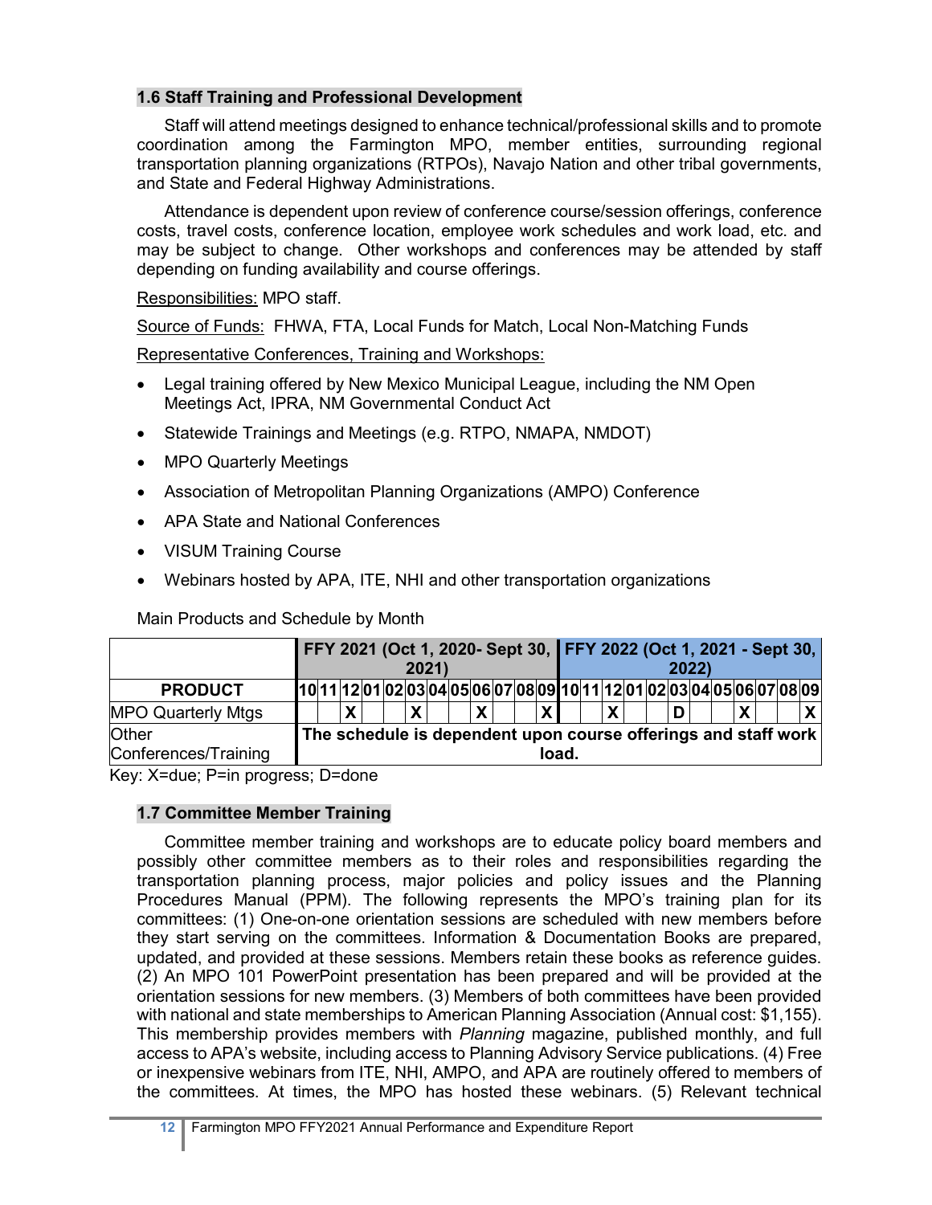### 1.6 Staff Training and Professional Development

Staff will attend meetings designed to enhance technical/professional skills and to promote coordination among the Farmington MPO, member entities, surrounding regional transportation planning organizations (RTPOs), Navajo Nation and other tribal governments, and State and Federal Highway Administrations.

Attendance is dependent upon review of conference course/session offerings, conference costs, travel costs, conference location, employee work schedules and work load, etc. and may be subject to change. Other workshops and conferences may be attended by staff depending on funding availability and course offerings.

Responsibilities: MPO staff.

Source of Funds: FHWA, FTA, Local Funds for Match, Local Non-Matching Funds

Representative Conferences, Training and Workshops:

- Legal training offered by New Mexico Municipal League, including the NM Open Meetings Act, IPRA, NM Governmental Conduct Act
- Statewide Trainings and Meetings (e.g. RTPO, NMAPA, NMDOT)
- MPO Quarterly Meetings
- Association of Metropolitan Planning Organizations (AMPO) Conference
- APA State and National Conferences
- VISUM Training Course
- Webinars hosted by APA, ITE, NHI and other transportation organizations

Main Products and Schedule by Month

| | FFY 2021 (Oct 1, 2020- Sept 30, 2021) | | | | | | | | | | | | FFY 2022 (Oct 1, 2021 - Sept 30, 2022) | | | | | | | | | | | |
|---|---|---|---|---|---|---|---|---|---|---|---|---|---|---|---|---|---|---|---|---|---|---|---|---|
| **PRODUCT** | 10 | 11 | 12 | 01 | 02 | 03 | 04 | 05 | 06 | 07 | 08 | 09 | 10 | 11 | 12 | 01 | 02 | 03 | 04 | 05 | 06 | 07 | 08 | 09 |
| MPO Quarterly Mtgs | | | X | | | X | | | X | | | X | | | X | | | D | | | X | | | X |
| Other Conferences/Training | **The schedule is dependent upon course offerings and staff work load.** | | | | | | | | | | | | | | | | | | | | | | | |

Key: X=due; P=in progress; D=done

### 1.7 Committee Member Training

Committee member training and workshops are to educate policy board members and possibly other committee members as to their roles and responsibilities regarding the transportation planning process, major policies and policy issues and the Planning Procedures Manual (PPM). The following represents the MPO's training plan for its committees: (1) One-on-one orientation sessions are scheduled with new members before they start serving on the committees. Information & Documentation Books are prepared, updated, and provided at these sessions. Members retain these books as reference guides. (2) An MPO 101 PowerPoint presentation has been prepared and will be provided at the orientation sessions for new members. (3) Members of both committees have been provided with national and state memberships to American Planning Association (Annual cost: $1,155). This membership provides members with *Planning* magazine, published monthly, and full access to APA's website, including access to Planning Advisory Service publications. (4) Free or inexpensive webinars from ITE, NHI, AMPO, and APA are routinely offered to members of the committees. At times, the MPO has hosted these webinars. (5) Relevant technical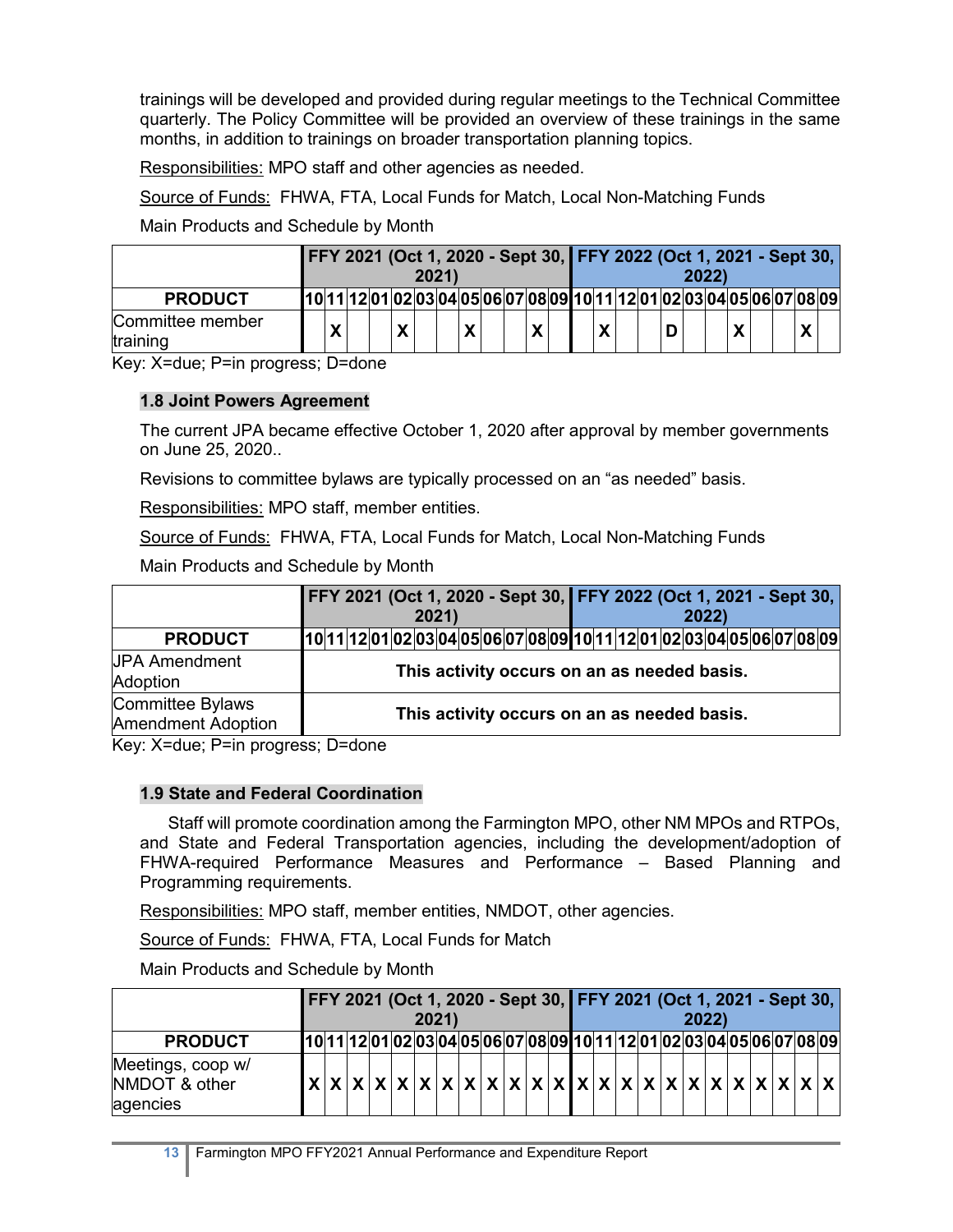trainings will be developed and provided during regular meetings to the Technical Committee quarterly. The Policy Committee will be provided an overview of these trainings in the same months, in addition to trainings on broader transportation planning topics.

Responsibilities: MPO staff and other agencies as needed.

Source of Funds: FHWA, FTA, Local Funds for Match, Local Non-Matching Funds

Main Products and Schedule by Month

| | FFY 2021 (Oct 1, 2020 - Sept 30, 2021) | | | | | | | | | | | | FFY 2022 (Oct 1, 2021 - Sept 30, 2022) | | | | | | | | | | | |
|---|---|---|---|---|---|---|---|---|---|---|---|---|---|---|---|---|---|---|---|---|---|---|---|---|
| **PRODUCT** | 10 | 11 | 12 | 01 | 02 | 03 | 04 | 05 | 06 | 07 | 08 | 09 | 10 | 11 | 12 | 01 | 02 | 03 | 04 | 05 | 06 | 07 | 08 | 09 |
| Committee member training | | X | | | X | | | X | | | X | | | X | | | D | | | X | | | X | |

Key: X=due; P=in progress; D=done

## 1.8 Joint Powers Agreement

The current JPA became effective October 1, 2020 after approval by member governments on June 25, 2020..

Revisions to committee bylaws are typically processed on an "as needed" basis.

Responsibilities: MPO staff, member entities.

Source of Funds: FHWA, FTA, Local Funds for Match, Local Non-Matching Funds

Main Products and Schedule by Month

| | FFY 2021 (Oct 1, 2020 - Sept 30, 2021) | | | | | | | | | | | | FFY 2022 (Oct 1, 2021 - Sept 30, 2022) | | | | | | | | | | | |
|---|---|---|---|---|---|---|---|---|---|---|---|---|---|---|---|---|---|---|---|---|---|---|---|---|
| **PRODUCT** | 10 | 11 | 12 | 01 | 02 | 03 | 04 | 05 | 06 | 07 | 08 | 09 | 10 | 11 | 12 | 01 | 02 | 03 | 04 | 05 | 06 | 07 | 08 | 09 |
| JPA Amendment Adoption | **This activity occurs on an as needed basis.** | | | | | | | | | | | | | | | | | | | | | | | |
| Committee Bylaws Amendment Adoption | **This activity occurs on an as needed basis.** | | | | | | | | | | | | | | | | | | | | | | | |

Key: X=due; P=in progress; D=done

## 1.9 State and Federal Coordination

Staff will promote coordination among the Farmington MPO, other NM MPOs and RTPOs, and State and Federal Transportation agencies, including the development/adoption of FHWA-required Performance Measures and Performance – Based Planning and Programming requirements.

Responsibilities: MPO staff, member entities, NMDOT, other agencies.

Source of Funds: FHWA, FTA, Local Funds for Match

Main Products and Schedule by Month

| | FFY 2021 (Oct 1, 2020 - Sept 30, 2021) | | | | | | | | | | | | FFY 2021 (Oct 1, 2021 - Sept 30, 2022) | | | | | | | | | | | |
|---|---|---|---|---|---|---|---|---|---|---|---|---|---|---|---|---|---|---|---|---|---|---|---|---|
| **PRODUCT** | 10 | 11 | 12 | 01 | 02 | 03 | 04 | 05 | 06 | 07 | 08 | 09 | 10 | 11 | 12 | 01 | 02 | 03 | 04 | 05 | 06 | 07 | 08 | 09 |
| Meetings, coop w/ NMDOT & other agencies | X | X | X | X | X | X | X | X | X | X | X | X | X | X | X | X | X | X | X | X | X | X | X | X |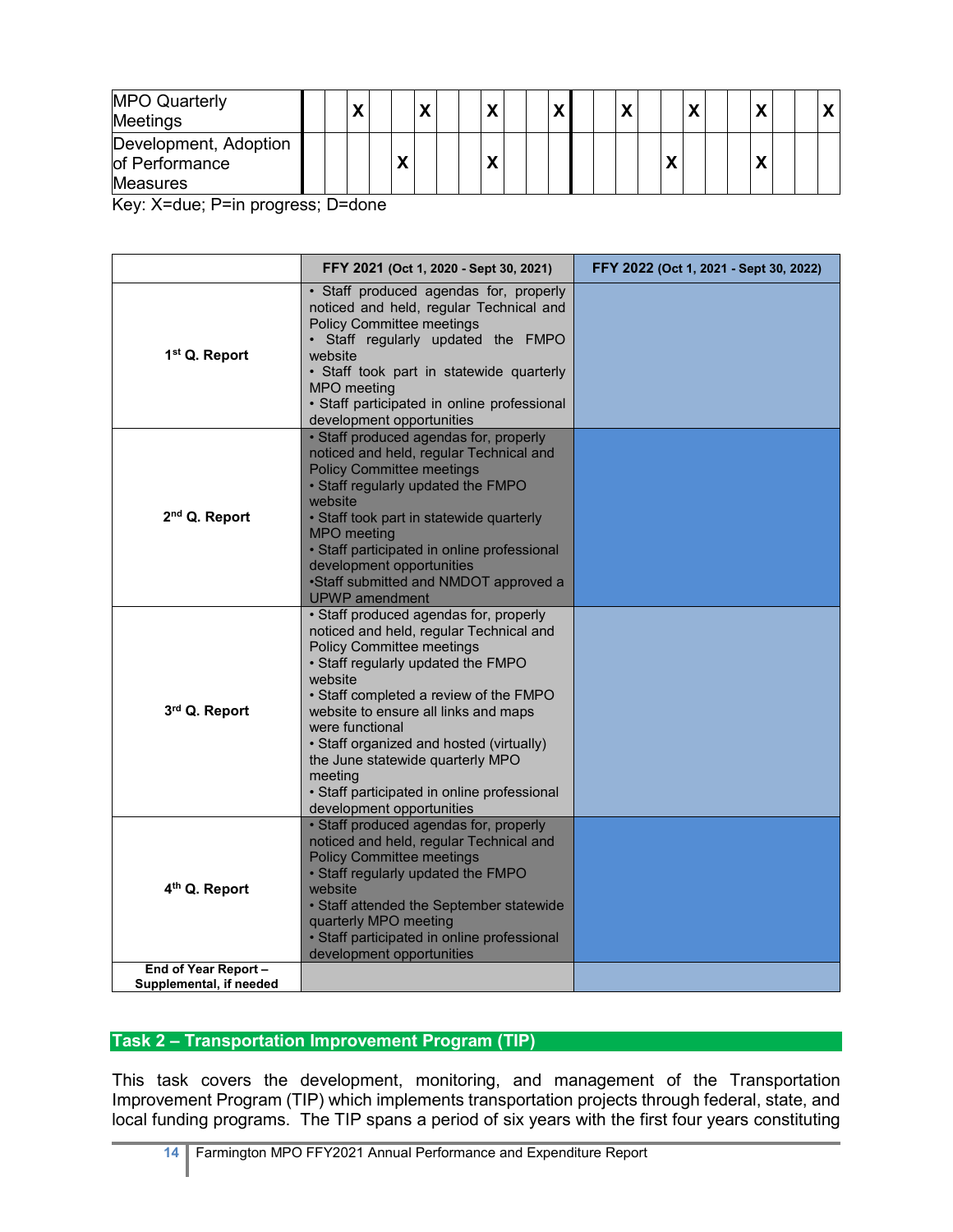| | | | | | | | | | | | | | | | | | | | | | | | | |
|---|---|---|---|---|---|---|---|---|---|---|---|---|---|---|---|---|---|---|---|---|---|---|---|---|
| MPO Quarterly Meetings | | | X | | | X | | | X | | | X | | | X | | | X | | | X | | | X |
| Development, Adoption of Performance Measures | | | | | X | | | | X | | | | | | | | X | | | | X | | | |

Key: X=due; P=in progress; D=done

| | FFY 2021 (Oct 1, 2020 - Sept 30, 2021) | FFY 2022 (Oct 1, 2021 - Sept 30, 2022) |
|---|---|---|
| **1st Q. Report** | • Staff produced agendas for, properly noticed and held, regular Technical and Policy Committee meetings<br>• Staff regularly updated the FMPO website<br>• Staff took part in statewide quarterly MPO meeting<br>• Staff participated in online professional development opportunities | |
| **2nd Q. Report** | • Staff produced agendas for, properly noticed and held, regular Technical and Policy Committee meetings<br>• Staff regularly updated the FMPO website<br>• Staff took part in statewide quarterly MPO meeting<br>• Staff participated in online professional development opportunities<br>•Staff submitted and NMDOT approved a UPWP amendment | |
| **3rd Q. Report** | • Staff produced agendas for, properly noticed and held, regular Technical and Policy Committee meetings<br>• Staff regularly updated the FMPO website<br>• Staff completed a review of the FMPO website to ensure all links and maps were functional<br>• Staff organized and hosted (virtually) the June statewide quarterly MPO meeting<br>• Staff participated in online professional development opportunities | |
| **4th Q. Report** | • Staff produced agendas for, properly noticed and held, regular Technical and Policy Committee meetings<br>• Staff regularly updated the FMPO website<br>• Staff attended the September statewide quarterly MPO meeting<br>• Staff participated in online professional development opportunities | |
| **End of Year Report – Supplemental, if needed** | | |

## Task 2 – Transportation Improvement Program (TIP)

This task covers the development, monitoring, and management of the Transportation Improvement Program (TIP) which implements transportation projects through federal, state, and local funding programs. The TIP spans a period of six years with the first four years constituting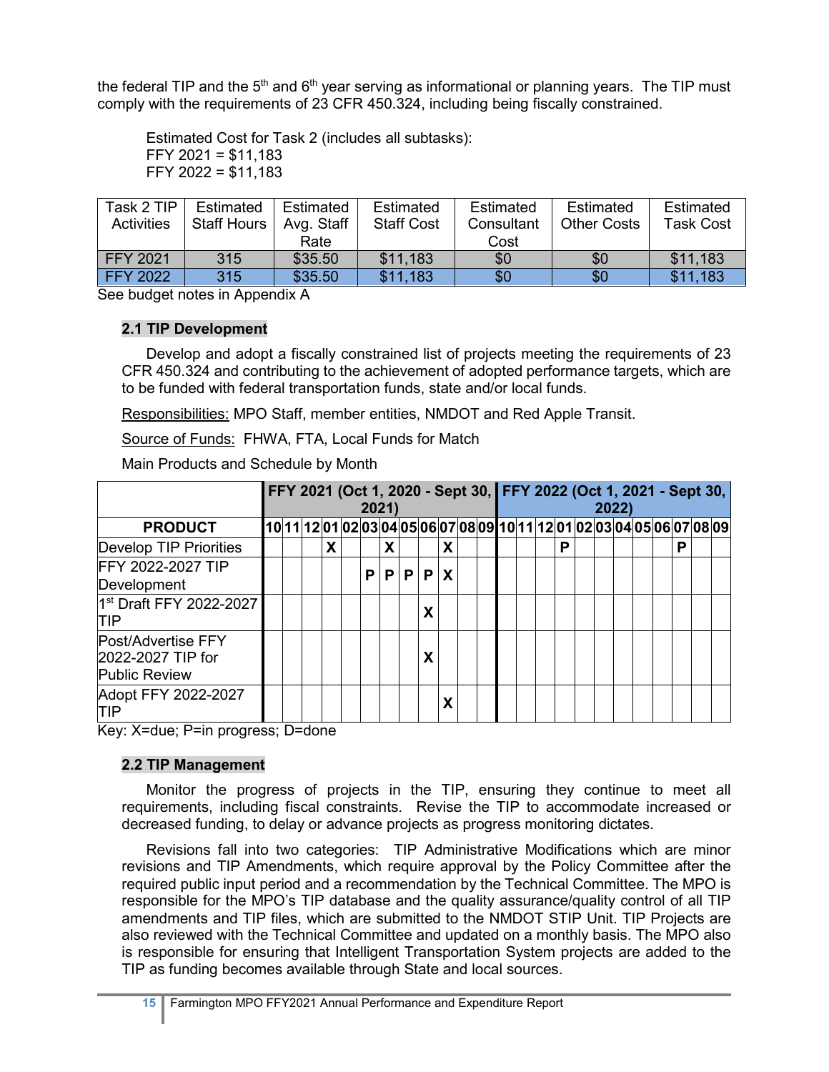the federal TIP and the 5th and 6th year serving as informational or planning years. The TIP must comply with the requirements of 23 CFR 450.324, including being fiscally constrained.

Estimated Cost for Task 2 (includes all subtasks):
FFY 2021 = $11,183
FFY 2022 = $11,183

| Task 2 TIP Activities | Estimated Staff Hours | Estimated Avg. Staff Rate | Estimated Staff Cost | Estimated Consultant Cost | Estimated Other Costs | Estimated Task Cost |
|---|---|---|---|---|---|---|
| FFY 2021 | 315 | $35.50 | $11,183 | $0 | $0 | $11,183 |
| FFY 2022 | 315 | $35.50 | $11,183 | $0 | $0 | $11,183 |

See budget notes in Appendix A

### 2.1 TIP Development

Develop and adopt a fiscally constrained list of projects meeting the requirements of 23 CFR 450.324 and contributing to the achievement of adopted performance targets, which are to be funded with federal transportation funds, state and/or local funds.

Responsibilities: MPO Staff, member entities, NMDOT and Red Apple Transit.

Source of Funds: FHWA, FTA, Local Funds for Match

Main Products and Schedule by Month

| | FFY 2021 (Oct 1, 2020 - Sept 30, 2021) | | | | | | | | | | | | FFY 2022 (Oct 1, 2021 - Sept 30, 2022) | | | | | | | | | | | |
|---|---|---|---|---|---|---|---|---|---|---|---|---|---|---|---|---|---|---|---|---|---|---|---|---|
| **PRODUCT** | 10 | 11 | 12 | 01 | 02 | 03 | 04 | 05 | 06 | 07 | 08 | 09 | 10 | 11 | 12 | 01 | 02 | 03 | 04 | 05 | 06 | 07 | 08 | 09 |
| Develop TIP Priorities | | | | X | | | X | | | X | | | | | | P | | | | | | P | | |
| FFY 2022-2027 TIP Development | | | | | | P | P | P | P | X | | | | | | | | | | | | | | |
| 1st Draft FFY 2022-2027 TIP | | | | | | | | | X | | | | | | | | | | | | | | | |
| Post/Advertise FFY 2022-2027 TIP for Public Review | | | | | | | | | X | | | | | | | | | | | | | | | |
| Adopt FFY 2022-2027 TIP | | | | | | | | | | X | | | | | | | | | | | | | | |

Key: X=due; P=in progress; D=done

### 2.2 TIP Management

Monitor the progress of projects in the TIP, ensuring they continue to meet all requirements, including fiscal constraints. Revise the TIP to accommodate increased or decreased funding, to delay or advance projects as progress monitoring dictates.

Revisions fall into two categories: TIP Administrative Modifications which are minor revisions and TIP Amendments, which require approval by the Policy Committee after the required public input period and a recommendation by the Technical Committee. The MPO is responsible for the MPO's TIP database and the quality assurance/quality control of all TIP amendments and TIP files, which are submitted to the NMDOT STIP Unit. TIP Projects are also reviewed with the Technical Committee and updated on a monthly basis. The MPO also is responsible for ensuring that Intelligent Transportation System projects are added to the TIP as funding becomes available through State and local sources.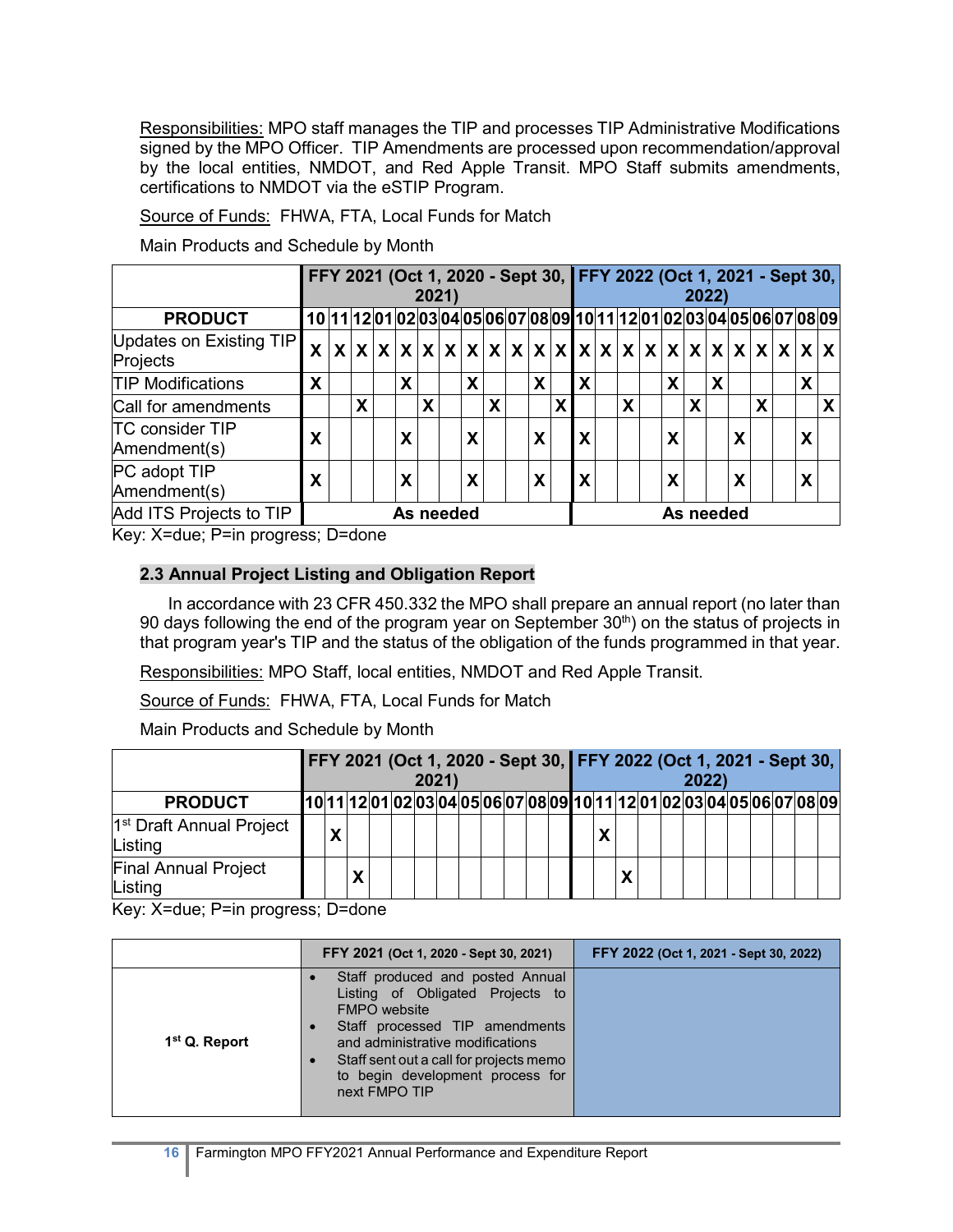Responsibilities: MPO staff manages the TIP and processes TIP Administrative Modifications signed by the MPO Officer. TIP Amendments are processed upon recommendation/approval by the local entities, NMDOT, and Red Apple Transit. MPO Staff submits amendments, certifications to NMDOT via the eSTIP Program.

Source of Funds: FHWA, FTA, Local Funds for Match

Main Products and Schedule by Month

| | FFY 2021 (Oct 1, 2020 - Sept 30, 2021) | | | | | | | | | | | | FFY 2022 (Oct 1, 2021 - Sept 30, 2022) | | | | | | | | | | | |
|---|---|---|---|---|---|---|---|---|---|---|---|---|---|---|---|---|---|---|---|---|---|---|---|---|
| **PRODUCT** | **10** | **11** | **12** | **01** | **02** | **03** | **04** | **05** | **06** | **07** | **08** | **09** | **10** | **11** | **12** | **01** | **02** | **03** | **04** | **05** | **06** | **07** | **08** | **09** |
| Updates on Existing TIP Projects | X | X | X | X | X | X | X | X | X | X | X | X | X | X | X | X | X | X | X | X | X | X | X | X |
| TIP Modifications | X | | | | X | | | X | | | X | | X | | | | X | | X | | | | X | |
| Call for amendments | | | X | | | X | | | X | | | X | | | X | | | X | | | X | | | X |
| TC consider TIP Amendment(s) | X | | | | X | | | X | | | X | | X | | | | X | | | X | | | X | |
| PC adopt TIP Amendment(s) | X | | | | X | | | X | | | X | | X | | | | X | | | X | | | X | |
| Add ITS Projects to TIP | **As needed** | | | | | | | | | | | | **As needed** | | | | | | | | | | | |

Key: X=due; P=in progress; D=done

## 2.3 Annual Project Listing and Obligation Report

In accordance with 23 CFR 450.332 the MPO shall prepare an annual report (no later than 90 days following the end of the program year on September 30th) on the status of projects in that program year's TIP and the status of the obligation of the funds programmed in that year.

Responsibilities: MPO Staff, local entities, NMDOT and Red Apple Transit.

Source of Funds: FHWA, FTA, Local Funds for Match

Main Products and Schedule by Month

| | FFY 2021 (Oct 1, 2020 - Sept 30, 2021) | | | | | | | | | | | | FFY 2022 (Oct 1, 2021 - Sept 30, 2022) | | | | | | | | | | | |
|---|---|---|---|---|---|---|---|---|---|---|---|---|---|---|---|---|---|---|---|---|---|---|---|---|
| **PRODUCT** | **10** | **11** | **12** | **01** | **02** | **03** | **04** | **05** | **06** | **07** | **08** | **09** | **10** | **11** | **12** | **01** | **02** | **03** | **04** | **05** | **06** | **07** | **08** | **09** |
| 1st Draft Annual Project Listing | | X | | | | | | | | | | | | X | | | | | | | | | | |
| Final Annual Project Listing | | | X | | | | | | | | | | | | X | | | | | | | | | |

Key: X=due; P=in progress; D=done

| | FFY 2021 (Oct 1, 2020 - Sept 30, 2021) | FFY 2022 (Oct 1, 2021 - Sept 30, 2022) |
|---|---|---|
| **1st Q. Report** | • Staff produced and posted Annual Listing of Obligated Projects to FMPO website<br>• Staff processed TIP amendments and administrative modifications<br>• Staff sent out a call for projects memo to begin development process for next FMPO TIP | |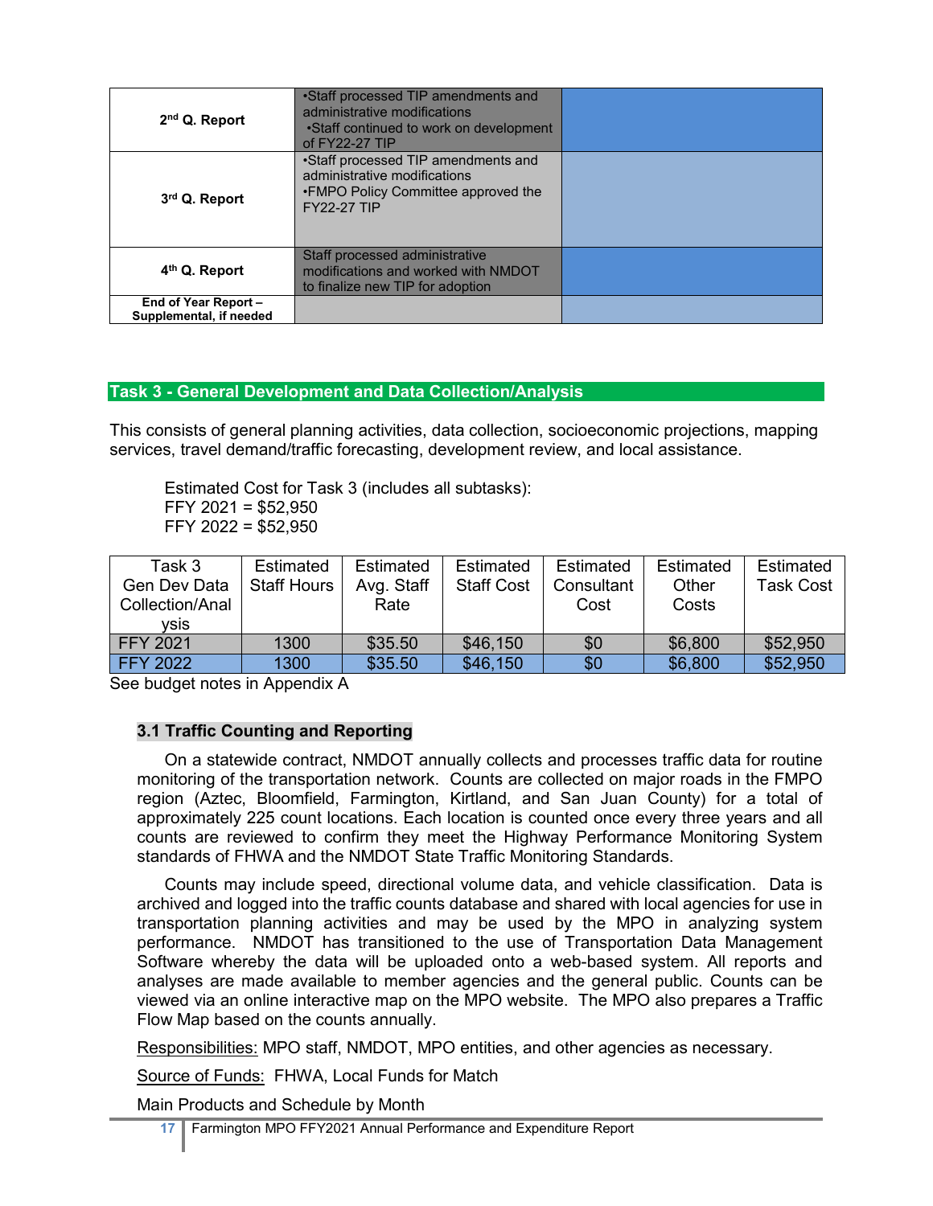| | | |
|---|---|---|
| **2nd Q. Report** | •Staff processed TIP amendments and administrative modifications<br>•Staff continued to work on development of FY22-27 TIP | |
| **3rd Q. Report** | •Staff processed TIP amendments and administrative modifications<br>•FMPO Policy Committee approved the FY22-27 TIP | |
| **4th Q. Report** | Staff processed administrative modifications and worked with NMDOT to finalize new TIP for adoption | |
| **End of Year Report – Supplemental, if needed** | | |

## Task 3 - General Development and Data Collection/Analysis

This consists of general planning activities, data collection, socioeconomic projections, mapping services, travel demand/traffic forecasting, development review, and local assistance.

Estimated Cost for Task 3 (includes all subtasks):
FFY 2021 = $52,950
FFY 2022 = $52,950

| Task 3 Gen Dev Data Collection/Analysis | Estimated Staff Hours | Estimated Avg. Staff Rate | Estimated Staff Cost | Estimated Consultant Cost | Estimated Other Costs | Estimated Task Cost |
|---|---|---|---|---|---|---|
| FFY 2021 | 1300 | $35.50 | $46,150 | $0 | $6,800 | $52,950 |
| FFY 2022 | 1300 | $35.50 | $46,150 | $0 | $6,800 | $52,950 |

See budget notes in Appendix A

### 3.1 Traffic Counting and Reporting

On a statewide contract, NMDOT annually collects and processes traffic data for routine monitoring of the transportation network. Counts are collected on major roads in the FMPO region (Aztec, Bloomfield, Farmington, Kirtland, and San Juan County) for a total of approximately 225 count locations. Each location is counted once every three years and all counts are reviewed to confirm they meet the Highway Performance Monitoring System standards of FHWA and the NMDOT State Traffic Monitoring Standards.

Counts may include speed, directional volume data, and vehicle classification. Data is archived and logged into the traffic counts database and shared with local agencies for use in transportation planning activities and may be used by the MPO in analyzing system performance. NMDOT has transitioned to the use of Transportation Data Management Software whereby the data will be uploaded onto a web-based system. All reports and analyses are made available to member agencies and the general public. Counts can be viewed via an online interactive map on the MPO website. The MPO also prepares a Traffic Flow Map based on the counts annually.

Responsibilities: MPO staff, NMDOT, MPO entities, and other agencies as necessary.

Source of Funds: FHWA, Local Funds for Match

Main Products and Schedule by Month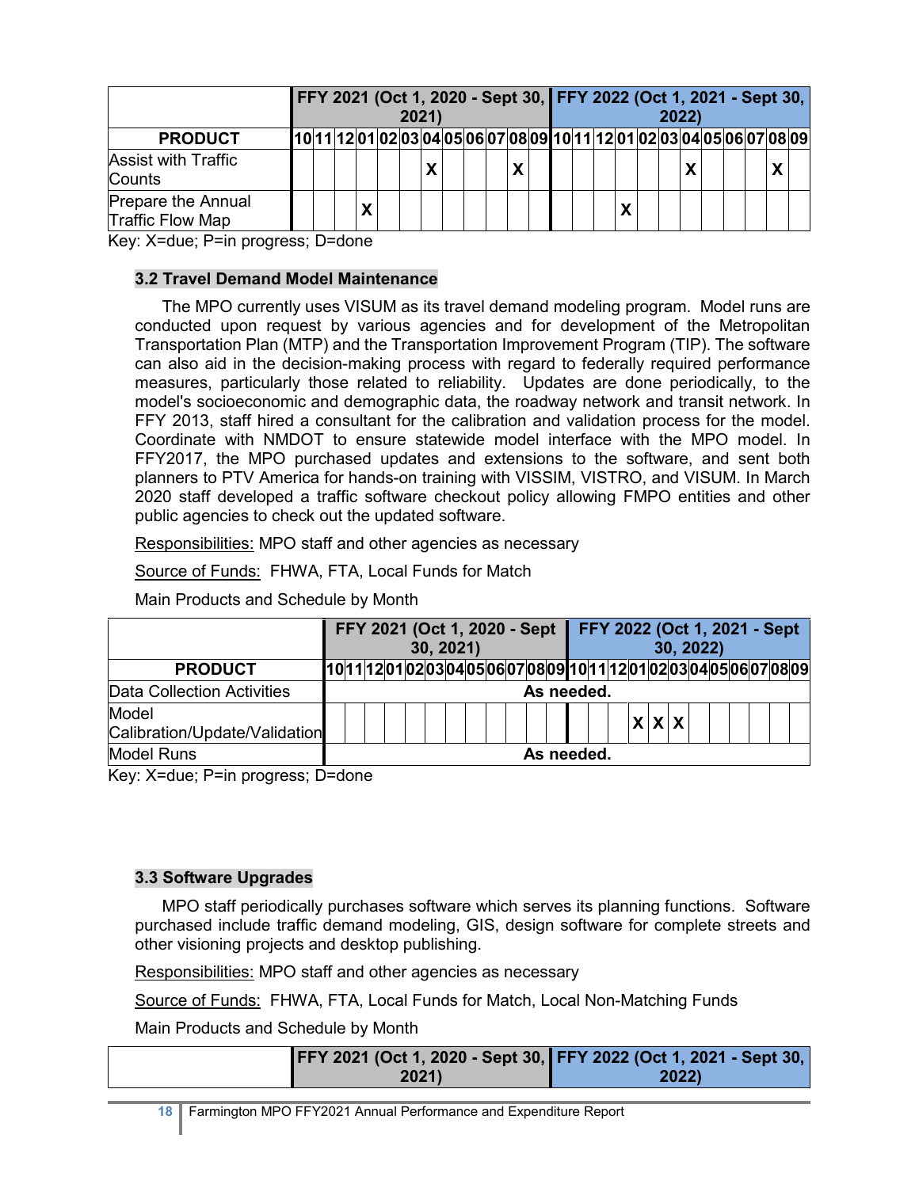| | FFY 2021 (Oct 1, 2020 - Sept 30, 2021) | | | | | | | | | | | | FFY 2022 (Oct 1, 2021 - Sept 30, 2022) | | | | | | | | | | | |
|---|---|---|---|---|---|---|---|---|---|---|---|---|---|---|---|---|---|---|---|---|---|---|---|---|
| **PRODUCT** | 10 | 11 | 12 | 01 | 02 | 03 | 04 | 05 | 06 | 07 | 08 | 09 | 10 | 11 | 12 | 01 | 02 | 03 | 04 | 05 | 06 | 07 | 08 | 09 |
| Assist with Traffic Counts | | | | | | | X | | | | X | | | | | | | | X | | | | X | |
| Prepare the Annual Traffic Flow Map | | | | X | | | | | | | | | | | | X | | | | | | | | |

Key: X=due; P=in progress; D=done

### 3.2 Travel Demand Model Maintenance

The MPO currently uses VISUM as its travel demand modeling program. Model runs are conducted upon request by various agencies and for development of the Metropolitan Transportation Plan (MTP) and the Transportation Improvement Program (TIP). The software can also aid in the decision-making process with regard to federally required performance measures, particularly those related to reliability. Updates are done periodically, to the model's socioeconomic and demographic data, the roadway network and transit network. In FFY 2013, staff hired a consultant for the calibration and validation process for the model. Coordinate with NMDOT to ensure statewide model interface with the MPO model. In FFY2017, the MPO purchased updates and extensions to the software, and sent both planners to PTV America for hands-on training with VISSIM, VISTRO, and VISUM. In March 2020 staff developed a traffic software checkout policy allowing FMPO entities and other public agencies to check out the updated software.

Responsibilities: MPO staff and other agencies as necessary

Source of Funds: FHWA, FTA, Local Funds for Match

Main Products and Schedule by Month

| | FFY 2021 (Oct 1, 2020 - Sept 30, 2021) | | | | | | | | | | | | FFY 2022 (Oct 1, 2021 - Sept 30, 2022) | | | | | | | | | | | |
|---|---|---|---|---|---|---|---|---|---|---|---|---|---|---|---|---|---|---|---|---|---|---|---|---|
| **PRODUCT** | 10 | 11 | 12 | 01 | 02 | 03 | 04 | 05 | 06 | 07 | 08 | 09 | 10 | 11 | 12 | 01 | 02 | 03 | 04 | 05 | 06 | 07 | 08 | 09 |
| Data Collection Activities | **As needed.** | | | | | | | | | | | | | | | | | | | | | | | |
| Model Calibration/Update/Validation | | | | | | | | | | | | | | | | X | X | X | | | | | | |
| Model Runs | **As needed.** | | | | | | | | | | | | | | | | | | | | | | | |

Key: X=due; P=in progress; D=done

### 3.3 Software Upgrades

MPO staff periodically purchases software which serves its planning functions. Software purchased include traffic demand modeling, GIS, design software for complete streets and other visioning projects and desktop publishing.

Responsibilities: MPO staff and other agencies as necessary

Source of Funds: FHWA, FTA, Local Funds for Match, Local Non-Matching Funds

Main Products and Schedule by Month

| | FFY 2021 (Oct 1, 2020 - Sept 30, 2021) | FFY 2022 (Oct 1, 2021 - Sept 30, 2022) |
|---|---|---|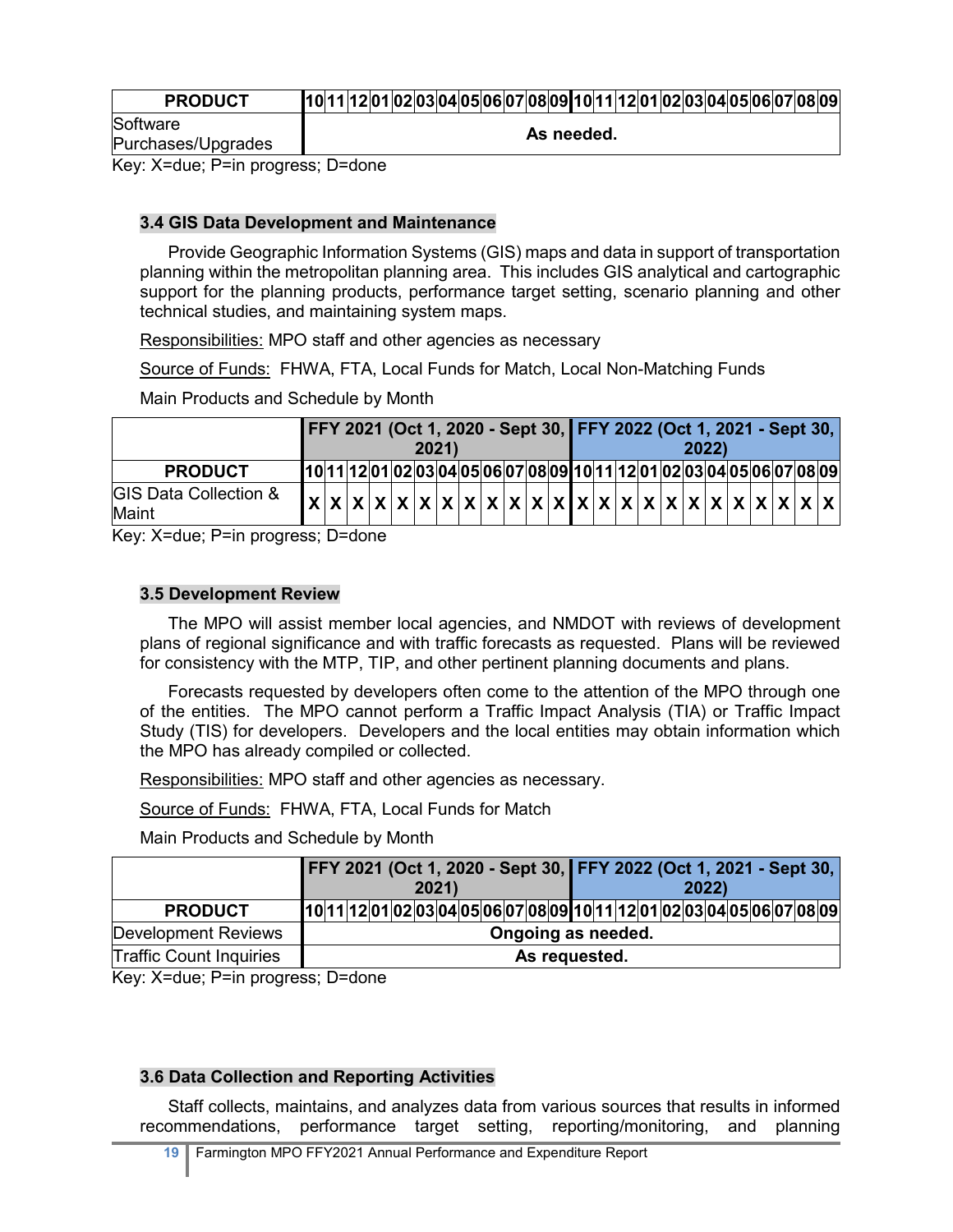| PRODUCT | 10 | 11 | 12 | 01 | 02 | 03 | 04 | 05 | 06 | 07 | 08 | 09 | 10 | 11 | 12 | 01 | 02 | 03 | 04 | 05 | 06 | 07 | 08 | 09 |
|---|---|---|---|---|---|---|---|---|---|---|---|---|---|---|---|---|---|---|---|---|---|---|---|---|
| Software Purchases/Upgrades | As needed. | | | | | | | | | | | | | | | | | | | | | | | |

Key: X=due; P=in progress; D=done

### 3.4 GIS Data Development and Maintenance

Provide Geographic Information Systems (GIS) maps and data in support of transportation planning within the metropolitan planning area. This includes GIS analytical and cartographic support for the planning products, performance target setting, scenario planning and other technical studies, and maintaining system maps.

Responsibilities: MPO staff and other agencies as necessary

Source of Funds: FHWA, FTA, Local Funds for Match, Local Non-Matching Funds

Main Products and Schedule by Month

| | FFY 2021 (Oct 1, 2020 - Sept 30, 2021) | | | | | | | | | | | | FFY 2022 (Oct 1, 2021 - Sept 30, 2022) | | | | | | | | | | | |
|---|---|---|---|---|---|---|---|---|---|---|---|---|---|---|---|---|---|---|---|---|---|---|---|---|
| PRODUCT | 10 | 11 | 12 | 01 | 02 | 03 | 04 | 05 | 06 | 07 | 08 | 09 | 10 | 11 | 12 | 01 | 02 | 03 | 04 | 05 | 06 | 07 | 08 | 09 |
| GIS Data Collection & Maint | X | X | X | X | X | X | X | X | X | X | X | X | X | X | X | X | X | X | X | X | X | X | X | X |

Key: X=due; P=in progress; D=done

### 3.5 Development Review

The MPO will assist member local agencies, and NMDOT with reviews of development plans of regional significance and with traffic forecasts as requested. Plans will be reviewed for consistency with the MTP, TIP, and other pertinent planning documents and plans.

Forecasts requested by developers often come to the attention of the MPO through one of the entities. The MPO cannot perform a Traffic Impact Analysis (TIA) or Traffic Impact Study (TIS) for developers. Developers and the local entities may obtain information which the MPO has already compiled or collected.

Responsibilities: MPO staff and other agencies as necessary.

Source of Funds: FHWA, FTA, Local Funds for Match

Main Products and Schedule by Month

| | FFY 2021 (Oct 1, 2020 - Sept 30, 2021) | | | | | | | | | | | | FFY 2022 (Oct 1, 2021 - Sept 30, 2022) | | | | | | | | | | | |
|---|---|---|---|---|---|---|---|---|---|---|---|---|---|---|---|---|---|---|---|---|---|---|---|---|
| PRODUCT | 10 | 11 | 12 | 01 | 02 | 03 | 04 | 05 | 06 | 07 | 08 | 09 | 10 | 11 | 12 | 01 | 02 | 03 | 04 | 05 | 06 | 07 | 08 | 09 |
| Development Reviews | Ongoing as needed. | | | | | | | | | | | | | | | | | | | | | | | |
| Traffic Count Inquiries | As requested. | | | | | | | | | | | | | | | | | | | | | | | |

Key: X=due; P=in progress; D=done

### 3.6 Data Collection and Reporting Activities

Staff collects, maintains, and analyzes data from various sources that results in informed recommendations, performance target setting, reporting/monitoring, and planning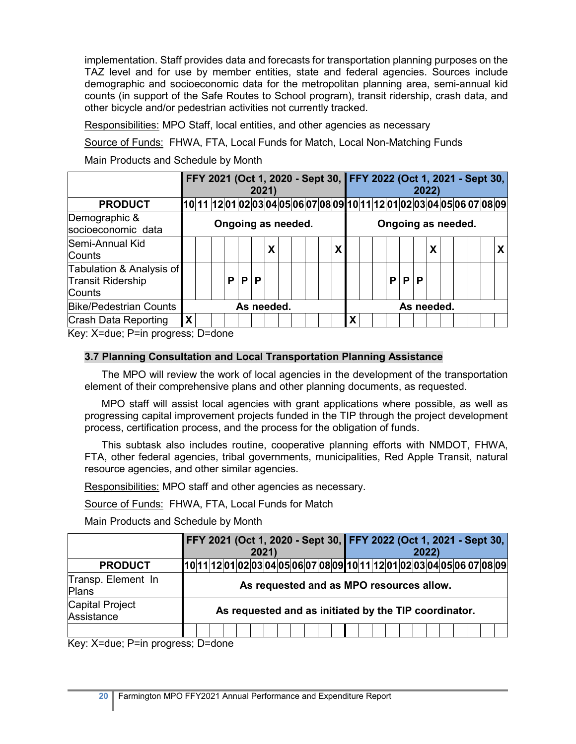implementation. Staff provides data and forecasts for transportation planning purposes on the TAZ level and for use by member entities, state and federal agencies. Sources include demographic and socioeconomic data for the metropolitan planning area, semi-annual kid counts (in support of the Safe Routes to School program), transit ridership, crash data, and other bicycle and/or pedestrian activities not currently tracked.

Responsibilities: MPO Staff, local entities, and other agencies as necessary

Source of Funds: FHWA, FTA, Local Funds for Match, Local Non-Matching Funds

Main Products and Schedule by Month

| | FFY 2021 (Oct 1, 2020 - Sept 30, 2021) | | | | | | | | | | | | FFY 2022 (Oct 1, 2021 - Sept 30, 2022) | | | | | | | | | | | |
|---|---|---|---|---|---|---|---|---|---|---|---|---|---|---|---|---|---|---|---|---|---|---|---|---|
| **PRODUCT** | 10 | 11 | 12 | 01 | 02 | 03 | 04 | 05 | 06 | 07 | 08 | 09 | 10 | 11 | 12 | 01 | 02 | 03 | 04 | 05 | 06 | 07 | 08 | 09 |
| Demographic & socioeconomic data | **Ongoing as needed.** | | | | | | | | | | | | **Ongoing as needed.** | | | | | | | | | | | |
| Semi-Annual Kid Counts | | | | | | | X | | | | | X | | | | | | | X | | | | | X |
| Tabulation & Analysis of Transit Ridership Counts | | | | P | P | P | | | | | | | | | | P | P | P | | | | | | |
| Bike/Pedestrian Counts | **As needed.** | | | | | | | | | | | | **As needed.** | | | | | | | | | | | |
| Crash Data Reporting | X | | | | | | | | | | | | X | | | | | | | | | | | |

Key: X=due; P=in progress; D=done

### 3.7 Planning Consultation and Local Transportation Planning Assistance

The MPO will review the work of local agencies in the development of the transportation element of their comprehensive plans and other planning documents, as requested.

MPO staff will assist local agencies with grant applications where possible, as well as progressing capital improvement projects funded in the TIP through the project development process, certification process, and the process for the obligation of funds.

This subtask also includes routine, cooperative planning efforts with NMDOT, FHWA, FTA, other federal agencies, tribal governments, municipalities, Red Apple Transit, natural resource agencies, and other similar agencies.

Responsibilities: MPO staff and other agencies as necessary.

Source of Funds: FHWA, FTA, Local Funds for Match

Main Products and Schedule by Month

| | FFY 2021 (Oct 1, 2020 - Sept 30, 2021) | | | | | | | | | | | | FFY 2022 (Oct 1, 2021 - Sept 30, 2022) | | | | | | | | | | | |
|---|---|---|---|---|---|---|---|---|---|---|---|---|---|---|---|---|---|---|---|---|---|---|---|---|
| **PRODUCT** | 10 | 11 | 12 | 01 | 02 | 03 | 04 | 05 | 06 | 07 | 08 | 09 | 10 | 11 | 12 | 01 | 02 | 03 | 04 | 05 | 06 | 07 | 08 | 09 |
| Transp. Element In Plans | **As requested and as MPO resources allow.** | | | | | | | | | | | | | | | | | | | | | | | |
| Capital Project Assistance | **As requested and as initiated by the TIP coordinator.** | | | | | | | | | | | | | | | | | | | | | | | |
| | | | | | | | | | | | | | | | | | | | | | | | | |

Key: X=due; P=in progress; D=done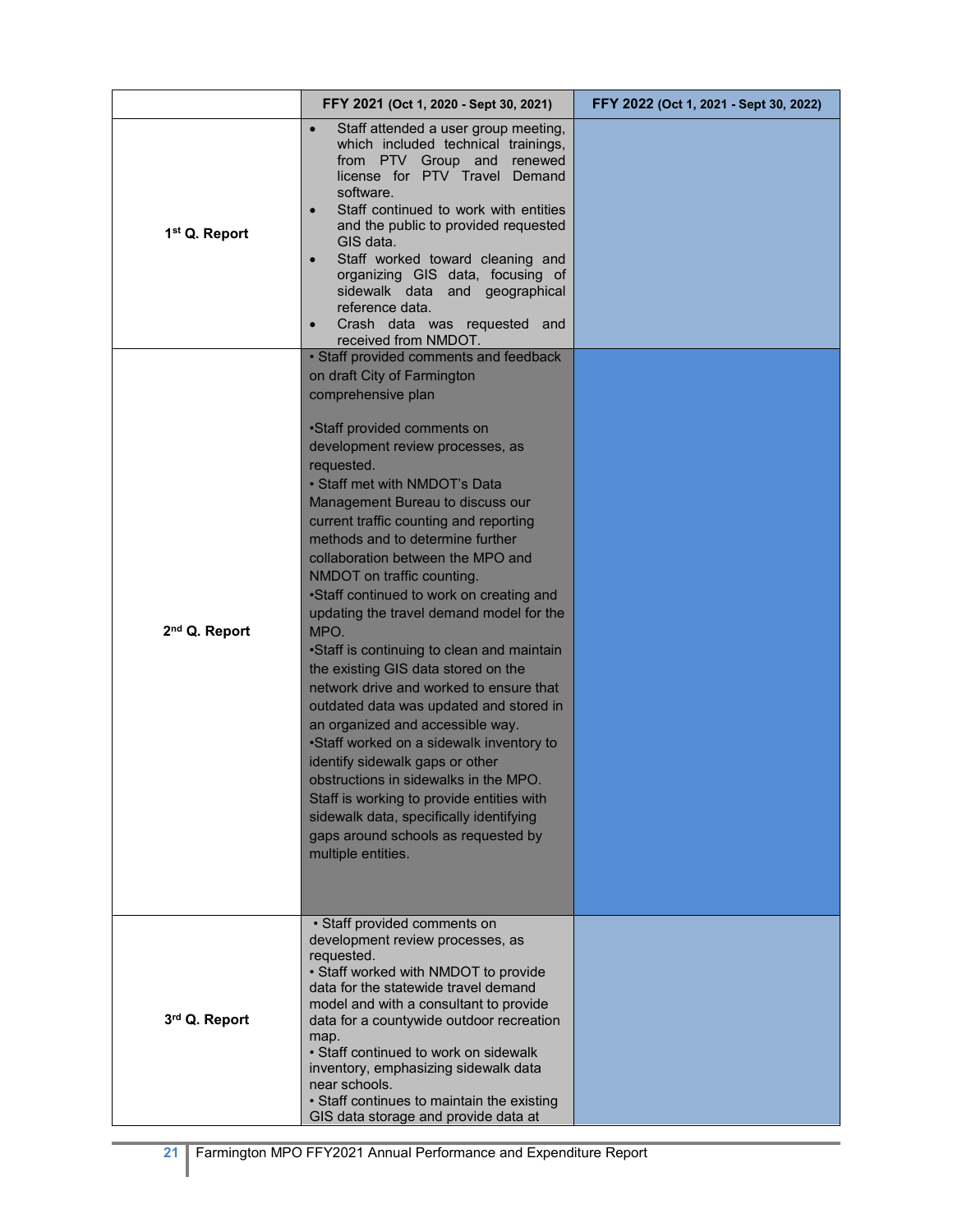| | FFY 2021 (Oct 1, 2020 - Sept 30, 2021) | FFY 2022 (Oct 1, 2021 - Sept 30, 2022) |
|---|---|---|
| 1st Q. Report | • Staff attended a user group meeting, which included technical trainings, from PTV Group and renewed license for PTV Travel Demand software.<br>• Staff continued to work with entities and the public to provided requested GIS data.<br>• Staff worked toward cleaning and organizing GIS data, focusing of sidewalk data and geographical reference data.<br>• Crash data was requested and received from NMDOT. | |
| 2nd Q. Report | • Staff provided comments and feedback on draft City of Farmington comprehensive plan<br><br>•Staff provided comments on development review processes, as requested.<br>• Staff met with NMDOT's Data Management Bureau to discuss our current traffic counting and reporting methods and to determine further collaboration between the MPO and NMDOT on traffic counting.<br>•Staff continued to work on creating and updating the travel demand model for the MPO.<br>•Staff is continuing to clean and maintain the existing GIS data stored on the network drive and worked to ensure that outdated data was updated and stored in an organized and accessible way.<br>•Staff worked on a sidewalk inventory to identify sidewalk gaps or other obstructions in sidewalks in the MPO. Staff is working to provide entities with sidewalk data, specifically identifying gaps around schools as requested by multiple entities. | |
| 3rd Q. Report | • Staff provided comments on development review processes, as requested.<br>• Staff worked with NMDOT to provide data for the statewide travel demand model and with a consultant to provide data for a countywide outdoor recreation map.<br>• Staff continued to work on sidewalk inventory, emphasizing sidewalk data near schools.<br>• Staff continues to maintain the existing GIS data storage and provide data at | |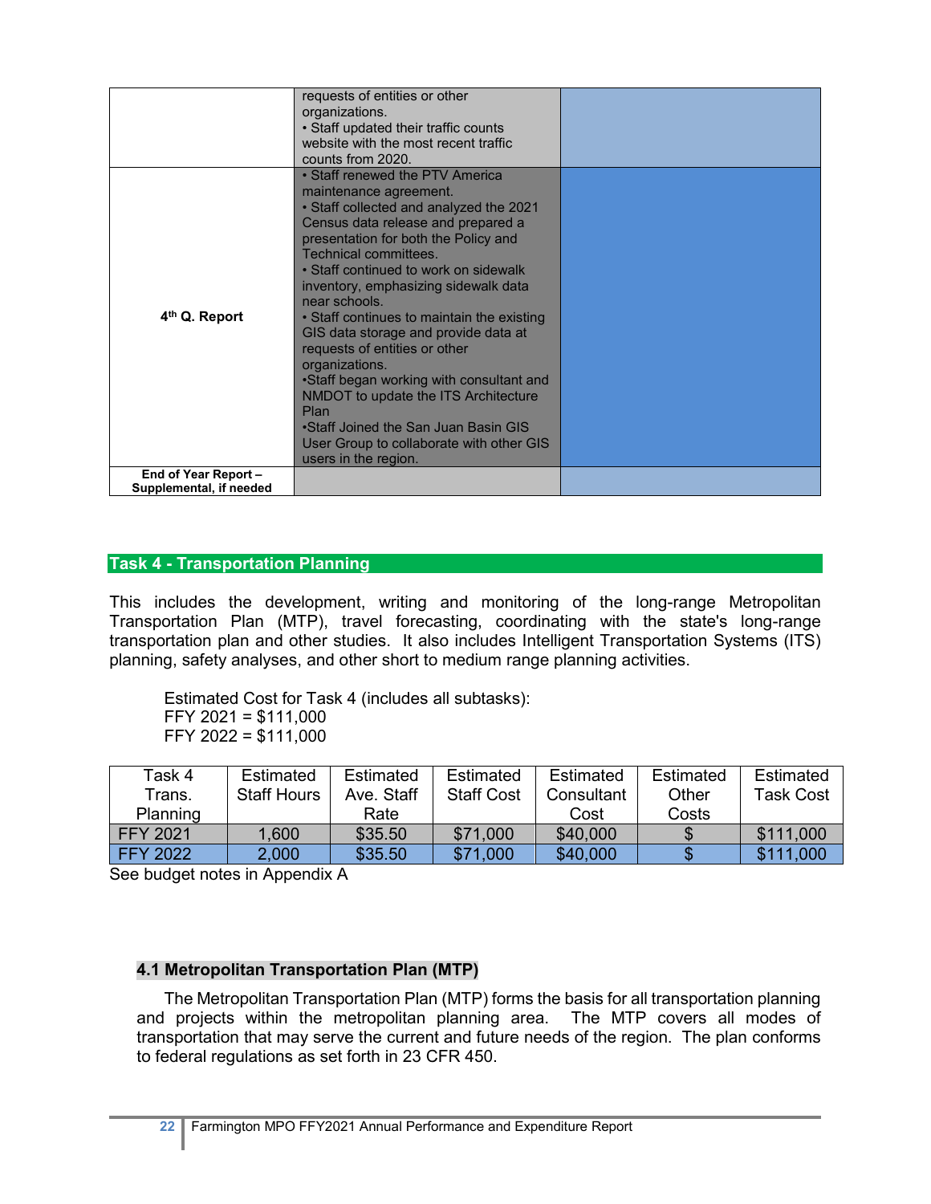|  |  |  |
|---|---|---|
|  | requests of entities or other organizations.<br>• Staff updated their traffic counts website with the most recent traffic counts from 2020. |  |
| **4th Q. Report** | • Staff renewed the PTV America maintenance agreement.<br>• Staff collected and analyzed the 2021 Census data release and prepared a presentation for both the Policy and Technical committees.<br>• Staff continued to work on sidewalk inventory, emphasizing sidewalk data near schools.<br>• Staff continues to maintain the existing GIS data storage and provide data at requests of entities or other organizations.<br>•Staff began working with consultant and NMDOT to update the ITS Architecture Plan<br>•Staff Joined the San Juan Basin GIS User Group to collaborate with other GIS users in the region. |  |
| **End of Year Report – Supplemental, if needed** |  |  |

## Task 4 - Transportation Planning

This includes the development, writing and monitoring of the long-range Metropolitan Transportation Plan (MTP), travel forecasting, coordinating with the state's long-range transportation plan and other studies. It also includes Intelligent Transportation Systems (ITS) planning, safety analyses, and other short to medium range planning activities.

Estimated Cost for Task 4 (includes all subtasks):
FFY 2021 = $111,000
FFY 2022 = $111,000

| Task 4 Trans. Planning | Estimated Staff Hours | Estimated Ave. Staff Rate | Estimated Staff Cost | Estimated Consultant Cost | Estimated Other Costs | Estimated Task Cost |
|---|---|---|---|---|---|---|
| FFY 2021 | 1,600 | $35.50 | $71,000 | $40,000 | $ | $111,000 |
| FFY 2022 | 2,000 | $35.50 | $71,000 | $40,000 | $ | $111,000 |

See budget notes in Appendix A

### 4.1 Metropolitan Transportation Plan (MTP)

The Metropolitan Transportation Plan (MTP) forms the basis for all transportation planning and projects within the metropolitan planning area. The MTP covers all modes of transportation that may serve the current and future needs of the region. The plan conforms to federal regulations as set forth in 23 CFR 450.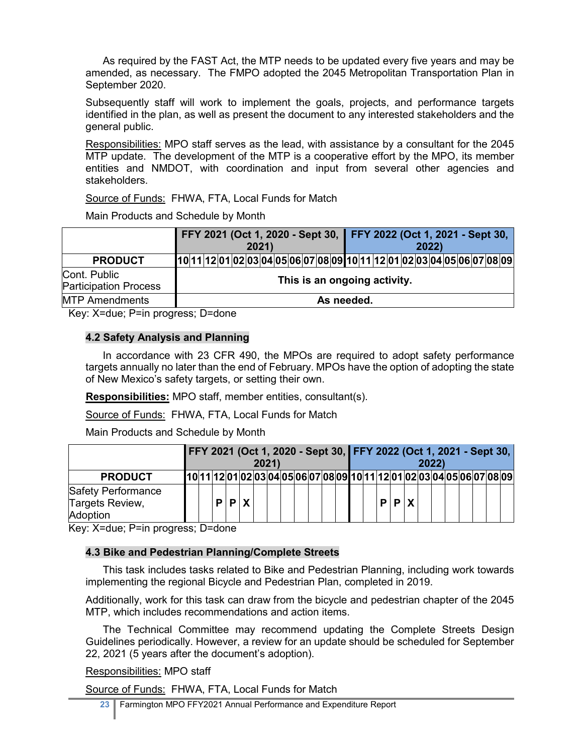As required by the FAST Act, the MTP needs to be updated every five years and may be amended, as necessary. The FMPO adopted the 2045 Metropolitan Transportation Plan in September 2020.

Subsequently staff will work to implement the goals, projects, and performance targets identified in the plan, as well as present the document to any interested stakeholders and the general public.

Responsibilities: MPO staff serves as the lead, with assistance by a consultant for the 2045 MTP update. The development of the MTP is a cooperative effort by the MPO, its member entities and NMDOT, with coordination and input from several other agencies and stakeholders.

Source of Funds: FHWA, FTA, Local Funds for Match

Main Products and Schedule by Month

| | FFY 2021 (Oct 1, 2020 - Sept 30, 2021) | | | | | | | | | | | | FFY 2022 (Oct 1, 2021 - Sept 30, 2022) | | | | | | | | | | | |
|---|---|---|---|---|---|---|---|---|---|---|---|---|---|---|---|---|---|---|---|---|---|---|---|---|
| **PRODUCT** | 10 | 11 | 12 | 01 | 02 | 03 | 04 | 05 | 06 | 07 | 08 | 09 | 10 | 11 | 12 | 01 | 02 | 03 | 04 | 05 | 06 | 07 | 08 | 09 |
| Cont. Public Participation Process | **This is an ongoing activity.** | | | | | | | | | | | | | | | | | | | | | | | |
| MTP Amendments | **As needed.** | | | | | | | | | | | | | | | | | | | | | | | |

Key: X=due; P=in progress; D=done

### 4.2 Safety Analysis and Planning

In accordance with 23 CFR 490, the MPOs are required to adopt safety performance targets annually no later than the end of February. MPOs have the option of adopting the state of New Mexico's safety targets, or setting their own.

**Responsibilities:** MPO staff, member entities, consultant(s).

Source of Funds: FHWA, FTA, Local Funds for Match

Main Products and Schedule by Month

| | FFY 2021 (Oct 1, 2020 - Sept 30, 2021) | | | | | | | | | | | | FFY 2022 (Oct 1, 2021 - Sept 30, 2022) | | | | | | | | | | | |
|---|---|---|---|---|---|---|---|---|---|---|---|---|---|---|---|---|---|---|---|---|---|---|---|---|
| **PRODUCT** | 10 | 11 | 12 | 01 | 02 | 03 | 04 | 05 | 06 | 07 | 08 | 09 | 10 | 11 | 12 | 01 | 02 | 03 | 04 | 05 | 06 | 07 | 08 | 09 |
| Safety Performance Targets Review, Adoption | | | P | P | X | | | | | | | | | | P | P | X | | | | | | | |

Key: X=due; P=in progress; D=done

### 4.3 Bike and Pedestrian Planning/Complete Streets

This task includes tasks related to Bike and Pedestrian Planning, including work towards implementing the regional Bicycle and Pedestrian Plan, completed in 2019.

Additionally, work for this task can draw from the bicycle and pedestrian chapter of the 2045 MTP, which includes recommendations and action items.

The Technical Committee may recommend updating the Complete Streets Design Guidelines periodically. However, a review for an update should be scheduled for September 22, 2021 (5 years after the document's adoption).

Responsibilities: MPO staff

Source of Funds: FHWA, FTA, Local Funds for Match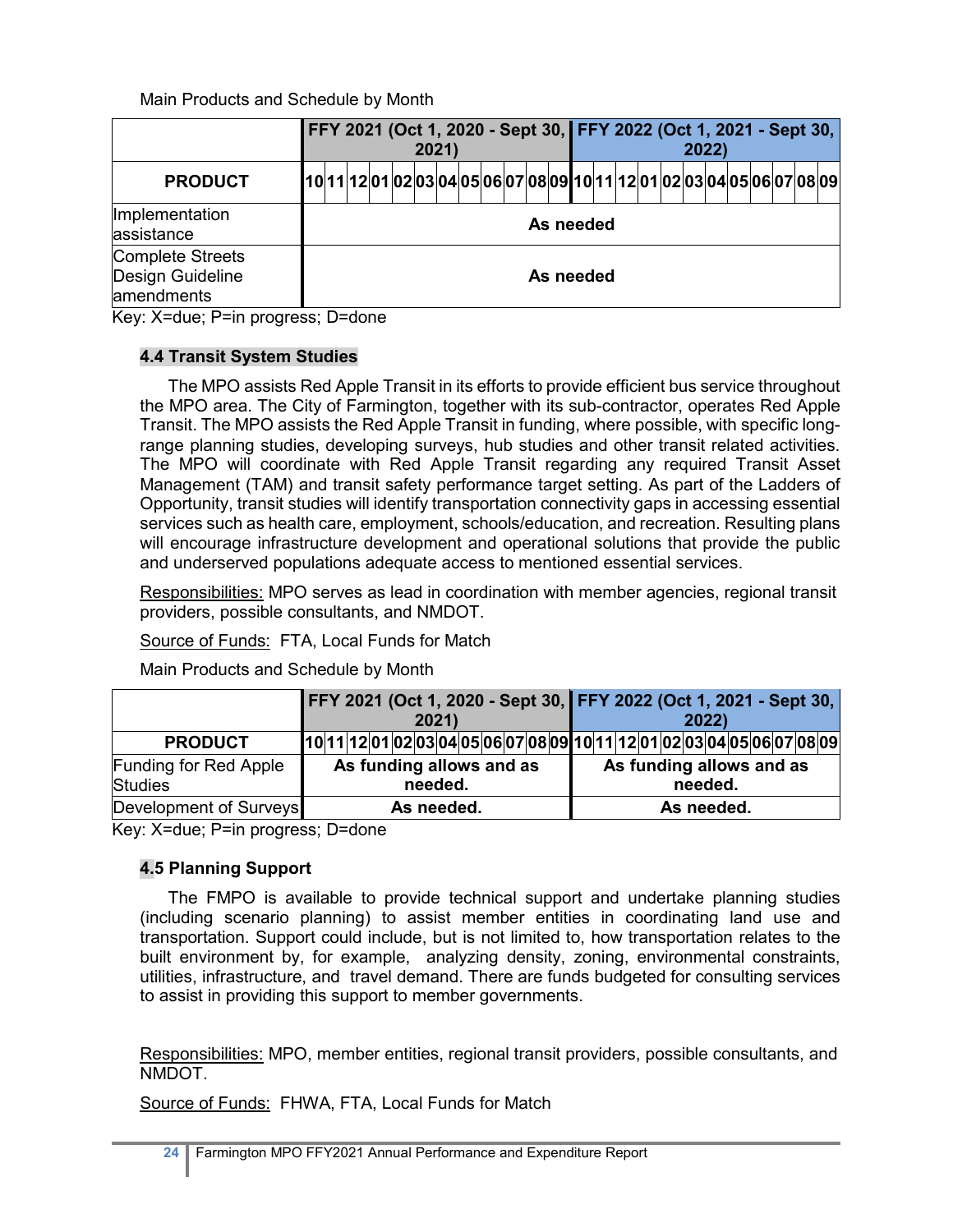Main Products and Schedule by Month

| | FFY 2021 (Oct 1, 2020 - Sept 30, 2021) | | | | | | | | | | | | FFY 2022 (Oct 1, 2021 - Sept 30, 2022) | | | | | | | | | | | |
|---|---|---|---|---|---|---|---|---|---|---|---|---|---|---|---|---|---|---|---|---|---|---|---|---|
| **PRODUCT** | 10 | 11 | 12 | 01 | 02 | 03 | 04 | 05 | 06 | 07 | 08 | 09 | 10 | 11 | 12 | 01 | 02 | 03 | 04 | 05 | 06 | 07 | 08 | 09 |
| Implementation assistance | **As needed** | | | | | | | | | | | | | | | | | | | | | | | |
| Complete Streets Design Guideline amendments | **As needed** | | | | | | | | | | | | | | | | | | | | | | | |

Key: X=due; P=in progress; D=done

### 4.4 Transit System Studies

The MPO assists Red Apple Transit in its efforts to provide efficient bus service throughout the MPO area. The City of Farmington, together with its sub-contractor, operates Red Apple Transit. The MPO assists the Red Apple Transit in funding, where possible, with specific long-range planning studies, developing surveys, hub studies and other transit related activities. The MPO will coordinate with Red Apple Transit regarding any required Transit Asset Management (TAM) and transit safety performance target setting. As part of the Ladders of Opportunity, transit studies will identify transportation connectivity gaps in accessing essential services such as health care, employment, schools/education, and recreation. Resulting plans will encourage infrastructure development and operational solutions that provide the public and underserved populations adequate access to mentioned essential services.

Responsibilities: MPO serves as lead in coordination with member agencies, regional transit providers, possible consultants, and NMDOT.

Source of Funds: FTA, Local Funds for Match

Main Products and Schedule by Month

| | FFY 2021 (Oct 1, 2020 - Sept 30, 2021) | | | | | | | | | | | | FFY 2022 (Oct 1, 2021 - Sept 30, 2022) | | | | | | | | | | | |
|---|---|---|---|---|---|---|---|---|---|---|---|---|---|---|---|---|---|---|---|---|---|---|---|---|
| **PRODUCT** | 10 | 11 | 12 | 01 | 02 | 03 | 04 | 05 | 06 | 07 | 08 | 09 | 10 | 11 | 12 | 01 | 02 | 03 | 04 | 05 | 06 | 07 | 08 | 09 |
| Funding for Red Apple Studies | **As funding allows and as needed.** | | | | | | | | | | | | **As funding allows and as needed.** | | | | | | | | | | | |
| Development of Surveys | **As needed.** | | | | | | | | | | | | **As needed.** | | | | | | | | | | | |

Key: X=due; P=in progress; D=done

### 4.5 Planning Support

The FMPO is available to provide technical support and undertake planning studies (including scenario planning) to assist member entities in coordinating land use and transportation. Support could include, but is not limited to, how transportation relates to the built environment by, for example, analyzing density, zoning, environmental constraints, utilities, infrastructure, and travel demand. There are funds budgeted for consulting services to assist in providing this support to member governments.

Responsibilities: MPO, member entities, regional transit providers, possible consultants, and NMDOT.

Source of Funds: FHWA, FTA, Local Funds for Match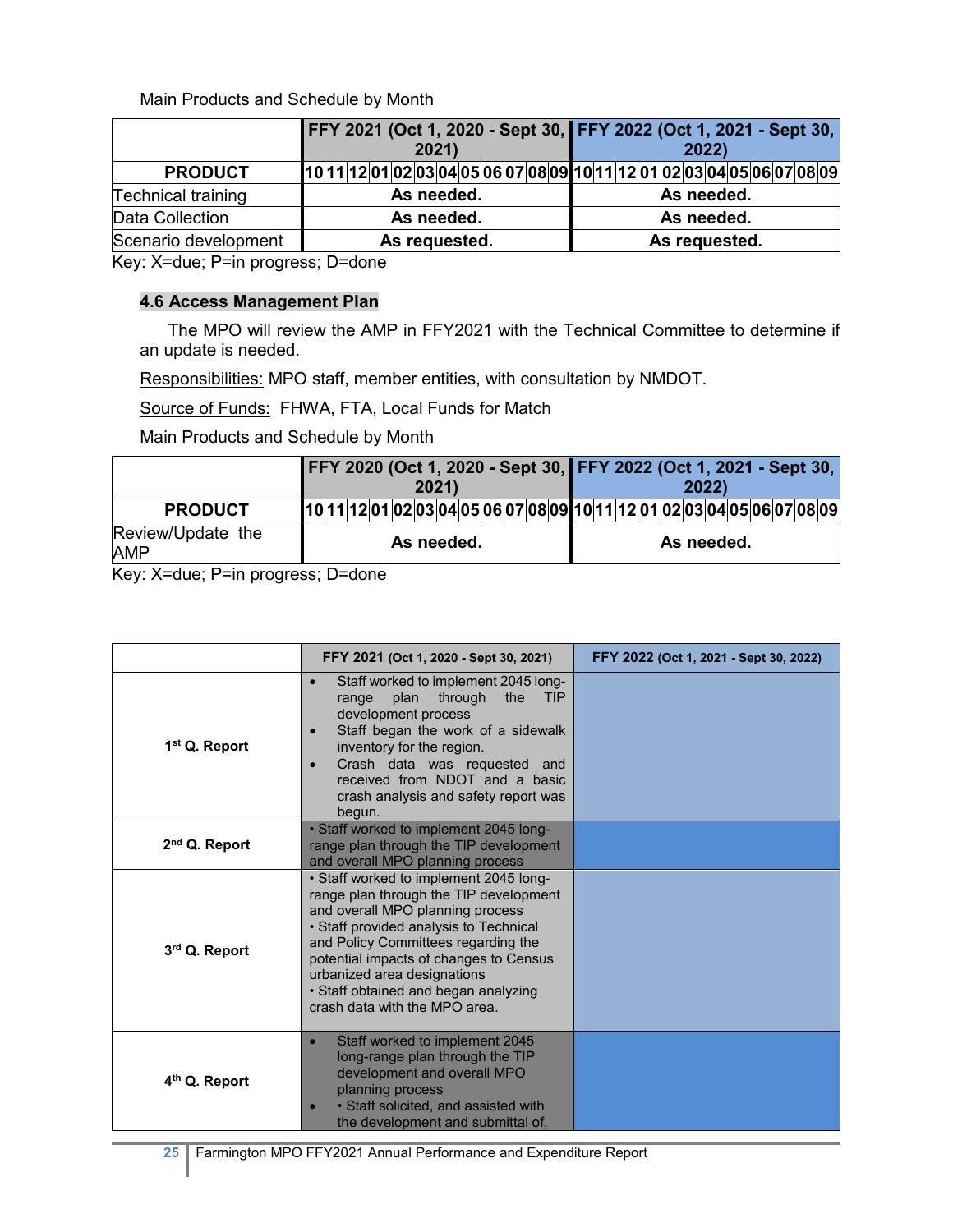Main Products and Schedule by Month

| PRODUCT | FFY 2021 (Oct 1, 2020 - Sept 30, 2021) 10 11 12 01 02 03 04 05 06 07 08 09 | FFY 2022 (Oct 1, 2021 - Sept 30, 2022) 10 11 12 01 02 03 04 05 06 07 08 09 |
|---|---|---|
| Technical training | As needed. | As needed. |
| Data Collection | As needed. | As needed. |
| Scenario development | As requested. | As requested. |

Key: X=due; P=in progress; D=done

### 4.6 Access Management Plan

The MPO will review the AMP in FFY2021 with the Technical Committee to determine if an update is needed.

Responsibilities: MPO staff, member entities, with consultation by NMDOT.

Source of Funds: FHWA, FTA, Local Funds for Match

Main Products and Schedule by Month

| PRODUCT | FFY 2020 (Oct 1, 2020 - Sept 30, 2021) 10 11 12 01 02 03 04 05 06 07 08 09 | FFY 2022 (Oct 1, 2021 - Sept 30, 2022) 10 11 12 01 02 03 04 05 06 07 08 09 |
|---|---|---|
| Review/Update the AMP | As needed. | As needed. |

Key: X=due; P=in progress; D=done

| | FFY 2021 (Oct 1, 2020 - Sept 30, 2021) | FFY 2022 (Oct 1, 2021 - Sept 30, 2022) |
|---|---|---|
| 1st Q. Report | • Staff worked to implement 2045 long-range plan through the TIP development process<br>• Staff began the work of a sidewalk inventory for the region.<br>• Crash data was requested and received from NDOT and a basic crash analysis and safety report was begun. | |
| 2nd Q. Report | • Staff worked to implement 2045 long-range plan through the TIP development and overall MPO planning process | |
| 3rd Q. Report | • Staff worked to implement 2045 long-range plan through the TIP development and overall MPO planning process<br>• Staff provided analysis to Technical and Policy Committees regarding the potential impacts of changes to Census urbanized area designations<br>• Staff obtained and began analyzing crash data with the MPO area. | |
| 4th Q. Report | • Staff worked to implement 2045 long-range plan through the TIP development and overall MPO planning process<br>• • Staff solicited, and assisted with the development and submittal of, | |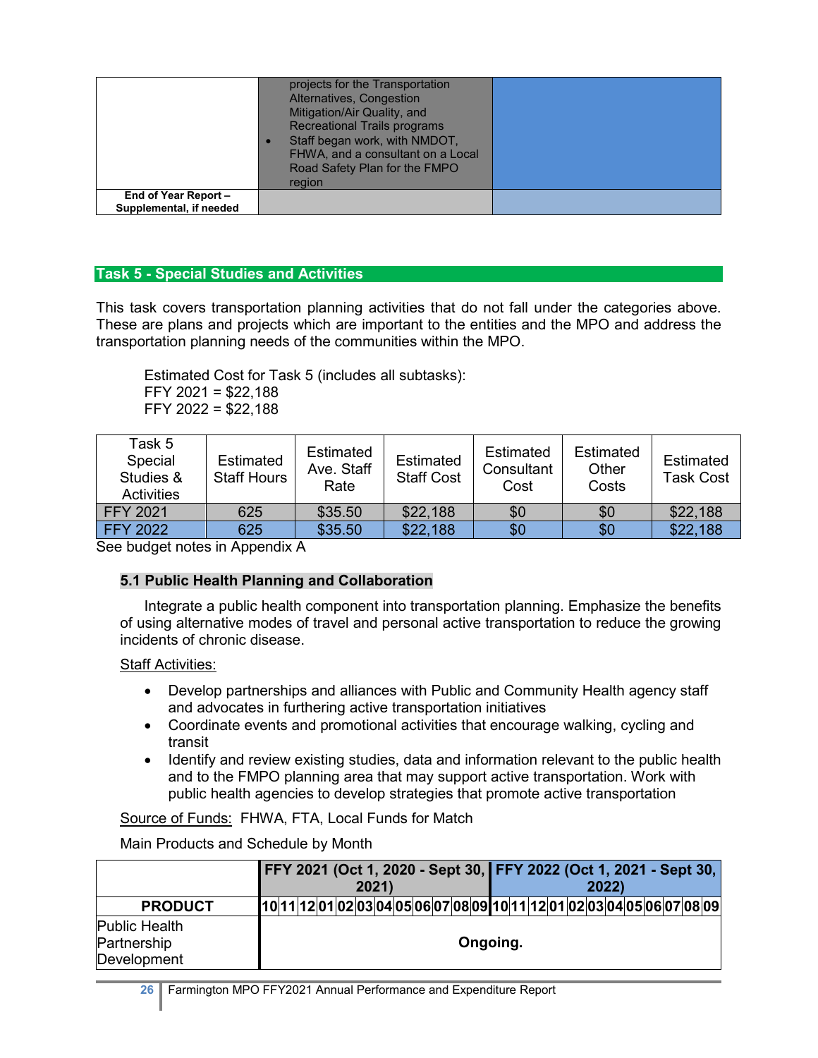|  | projects for the Transportation Alternatives, Congestion Mitigation/Air Quality, and Recreational Trails programs<br>• Staff began work, with NMDOT, FHWA, and a consultant on a Local Road Safety Plan for the FMPO region |  |
|---|---|---|
| **End of Year Report – Supplemental, if needed** |  |  |

## Task 5 - Special Studies and Activities

This task covers transportation planning activities that do not fall under the categories above. These are plans and projects which are important to the entities and the MPO and address the transportation planning needs of the communities within the MPO.

Estimated Cost for Task 5 (includes all subtasks):
FFY 2021 = $22,188
FFY 2022 = $22,188

| Task 5 Special Studies & Activities | Estimated Staff Hours | Estimated Ave. Staff Rate | Estimated Staff Cost | Estimated Consultant Cost | Estimated Other Costs | Estimated Task Cost |
|---|---|---|---|---|---|---|
| FFY 2021 | 625 | $35.50 | $22,188 | $0 | $0 | $22,188 |
| FFY 2022 | 625 | $35.50 | $22,188 | $0 | $0 | $22,188 |

See budget notes in Appendix A

### 5.1 Public Health Planning and Collaboration

Integrate a public health component into transportation planning. Emphasize the benefits of using alternative modes of travel and personal active transportation to reduce the growing incidents of chronic disease.

Staff Activities:

- Develop partnerships and alliances with Public and Community Health agency staff and advocates in furthering active transportation initiatives
- Coordinate events and promotional activities that encourage walking, cycling and transit
- Identify and review existing studies, data and information relevant to the public health and to the FMPO planning area that may support active transportation. Work with public health agencies to develop strategies that promote active transportation

Source of Funds: FHWA, FTA, Local Funds for Match

Main Products and Schedule by Month

|  | FFY 2021 (Oct 1, 2020 - Sept 30, 2021) | | | | | | | | | | | | FFY 2022 (Oct 1, 2021 - Sept 30, 2022) | | | | | | | | | | | |
|---|---|---|---|---|---|---|---|---|---|---|---|---|---|---|---|---|---|---|---|---|---|---|---|---|
| **PRODUCT** | 10 | 11 | 12 | 01 | 02 | 03 | 04 | 05 | 06 | 07 | 08 | 09 | 10 | 11 | 12 | 01 | 02 | 03 | 04 | 05 | 06 | 07 | 08 | 09 |
| Public Health Partnership Development | **Ongoing.** | | | | | | | | | | | | | | | | | | | | | | | |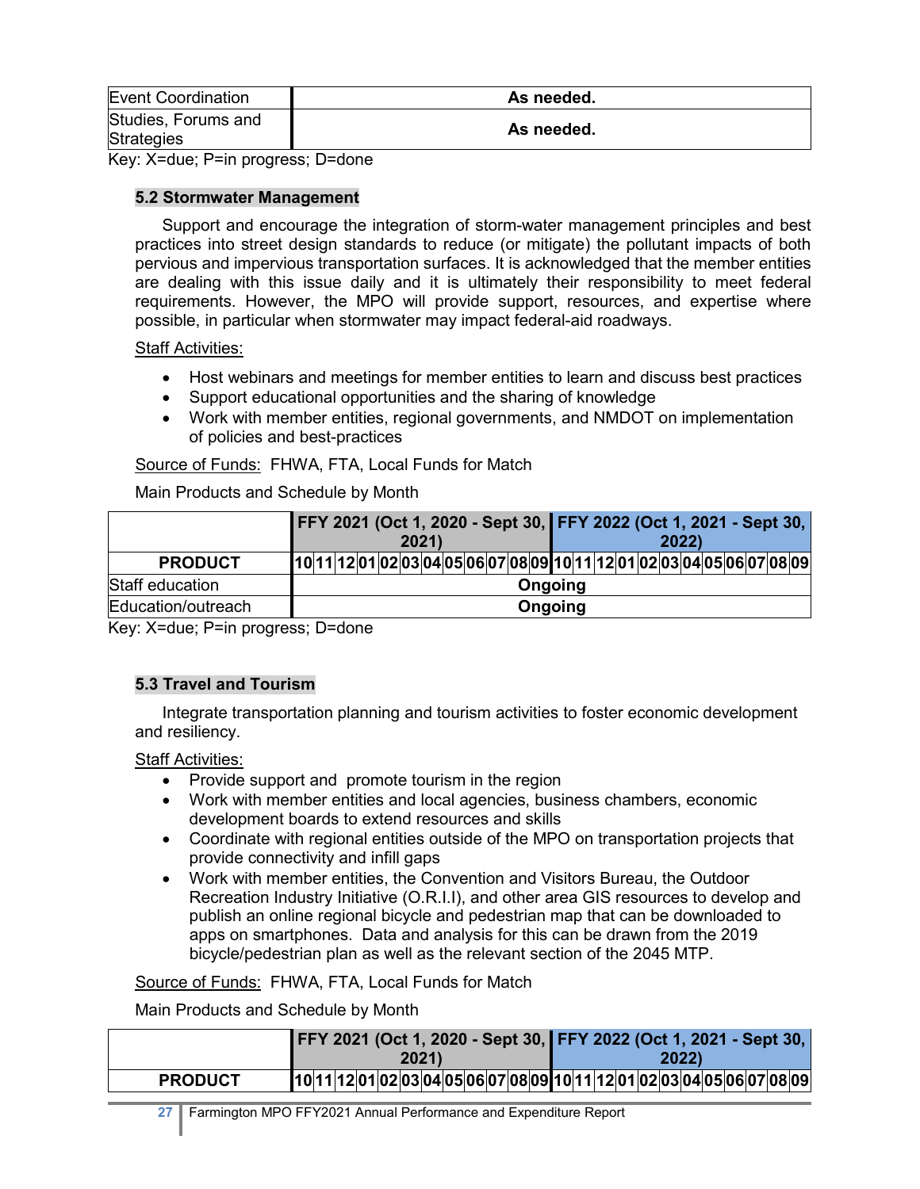| Event Coordination | As needed. |
|---|---|
| Studies, Forums and Strategies | As needed. |

Key: X=due; P=in progress; D=done

### 5.2 Stormwater Management

Support and encourage the integration of storm-water management principles and best practices into street design standards to reduce (or mitigate) the pollutant impacts of both pervious and impervious transportation surfaces. It is acknowledged that the member entities are dealing with this issue daily and it is ultimately their responsibility to meet federal requirements. However, the MPO will provide support, resources, and expertise where possible, in particular when stormwater may impact federal-aid roadways.

Staff Activities:

- Host webinars and meetings for member entities to learn and discuss best practices
- Support educational opportunities and the sharing of knowledge
- Work with member entities, regional governments, and NMDOT on implementation of policies and best-practices

Source of Funds: FHWA, FTA, Local Funds for Match

Main Products and Schedule by Month

| | FFY 2021 (Oct 1, 2020 - Sept 30, 2021) | | | | | | | | | | | | FFY 2022 (Oct 1, 2021 - Sept 30, 2022) | | | | | | | | | | | |
|---|---|---|---|---|---|---|---|---|---|---|---|---|---|---|---|---|---|---|---|---|---|---|---|---|
| PRODUCT | 10 | 11 | 12 | 01 | 02 | 03 | 04 | 05 | 06 | 07 | 08 | 09 | 10 | 11 | 12 | 01 | 02 | 03 | 04 | 05 | 06 | 07 | 08 | 09 |
| Staff education | Ongoing | | | | | | | | | | | | | | | | | | | | | | | |
| Education/outreach | Ongoing | | | | | | | | | | | | | | | | | | | | | | | |

Key: X=due; P=in progress; D=done

### 5.3 Travel and Tourism

Integrate transportation planning and tourism activities to foster economic development and resiliency.

Staff Activities:

- Provide support and promote tourism in the region
- Work with member entities and local agencies, business chambers, economic development boards to extend resources and skills
- Coordinate with regional entities outside of the MPO on transportation projects that provide connectivity and infill gaps
- Work with member entities, the Convention and Visitors Bureau, the Outdoor Recreation Industry Initiative (O.R.I.I), and other area GIS resources to develop and publish an online regional bicycle and pedestrian map that can be downloaded to apps on smartphones. Data and analysis for this can be drawn from the 2019 bicycle/pedestrian plan as well as the relevant section of the 2045 MTP.

Source of Funds: FHWA, FTA, Local Funds for Match

Main Products and Schedule by Month

| | FFY 2021 (Oct 1, 2020 - Sept 30, 2021) | | | | | | | | | | | | FFY 2022 (Oct 1, 2021 - Sept 30, 2022) | | | | | | | | | | | |
|---|---|---|---|---|---|---|---|---|---|---|---|---|---|---|---|---|---|---|---|---|---|---|---|---|
| PRODUCT | 10 | 11 | 12 | 01 | 02 | 03 | 04 | 05 | 06 | 07 | 08 | 09 | 10 | 11 | 12 | 01 | 02 | 03 | 04 | 05 | 06 | 07 | 08 | 09 |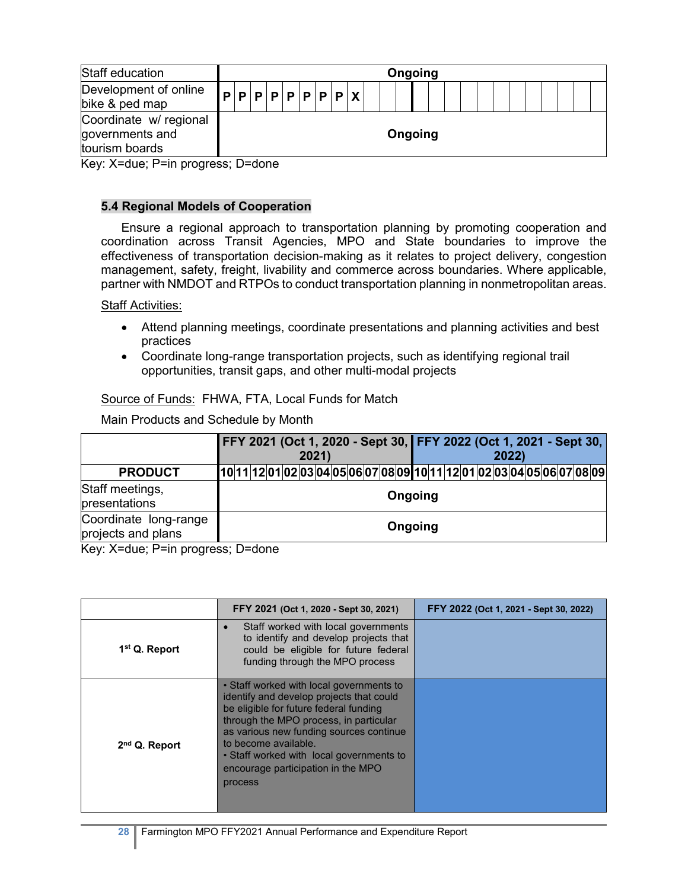| | | | | | | | | | | | | | | | | | | | | | | | | |
|---|---|---|---|---|---|---|---|---|---|---|---|---|---|---|---|---|---|---|---|---|---|---|---|---|
| Staff education | Ongoing | | | | | | | | | | | | | | | | | | | | | | | |
| Development of online bike & ped map | P | P | P | P | P | P | P | P | X | | | | | | | | | | | | | | | |
| Coordinate w/ regional governments and tourism boards | Ongoing | | | | | | | | | | | | | | | | | | | | | | | |

Key: X=due; P=in progress; D=done

### 5.4 Regional Models of Cooperation

Ensure a regional approach to transportation planning by promoting cooperation and coordination across Transit Agencies, MPO and State boundaries to improve the effectiveness of transportation decision-making as it relates to project delivery, congestion management, safety, freight, livability and commerce across boundaries. Where applicable, partner with NMDOT and RTPOs to conduct transportation planning in nonmetropolitan areas.

Staff Activities:

- Attend planning meetings, coordinate presentations and planning activities and best practices
- Coordinate long-range transportation projects, such as identifying regional trail opportunities, transit gaps, and other multi-modal projects

Source of Funds: FHWA, FTA, Local Funds for Match

Main Products and Schedule by Month

| | FFY 2021 (Oct 1, 2020 - Sept 30, 2021) | | | | | | | | | | | | FFY 2022 (Oct 1, 2021 - Sept 30, 2022) | | | | | | | | | | | |
|---|---|---|---|---|---|---|---|---|---|---|---|---|---|---|---|---|---|---|---|---|---|---|---|---|
| **PRODUCT** | 10 | 11 | 12 | 01 | 02 | 03 | 04 | 05 | 06 | 07 | 08 | 09 | 10 | 11 | 12 | 01 | 02 | 03 | 04 | 05 | 06 | 07 | 08 | 09 |
| Staff meetings, presentations | Ongoing | | | | | | | | | | | | | | | | | | | | | | | |
| Coordinate long-range projects and plans | Ongoing | | | | | | | | | | | | | | | | | | | | | | | |

Key: X=due; P=in progress; D=done

| | FFY 2021 (Oct 1, 2020 - Sept 30, 2021) | FFY 2022 (Oct 1, 2021 - Sept 30, 2022) |
|---|---|---|
| **1st Q. Report** | • Staff worked with local governments to identify and develop projects that could be eligible for future federal funding through the MPO process | |
| **2nd Q. Report** | • Staff worked with local governments to identify and develop projects that could be eligible for future federal funding through the MPO process, in particular as various new funding sources continue to become available.<br>• Staff worked with local governments to encourage participation in the MPO process | |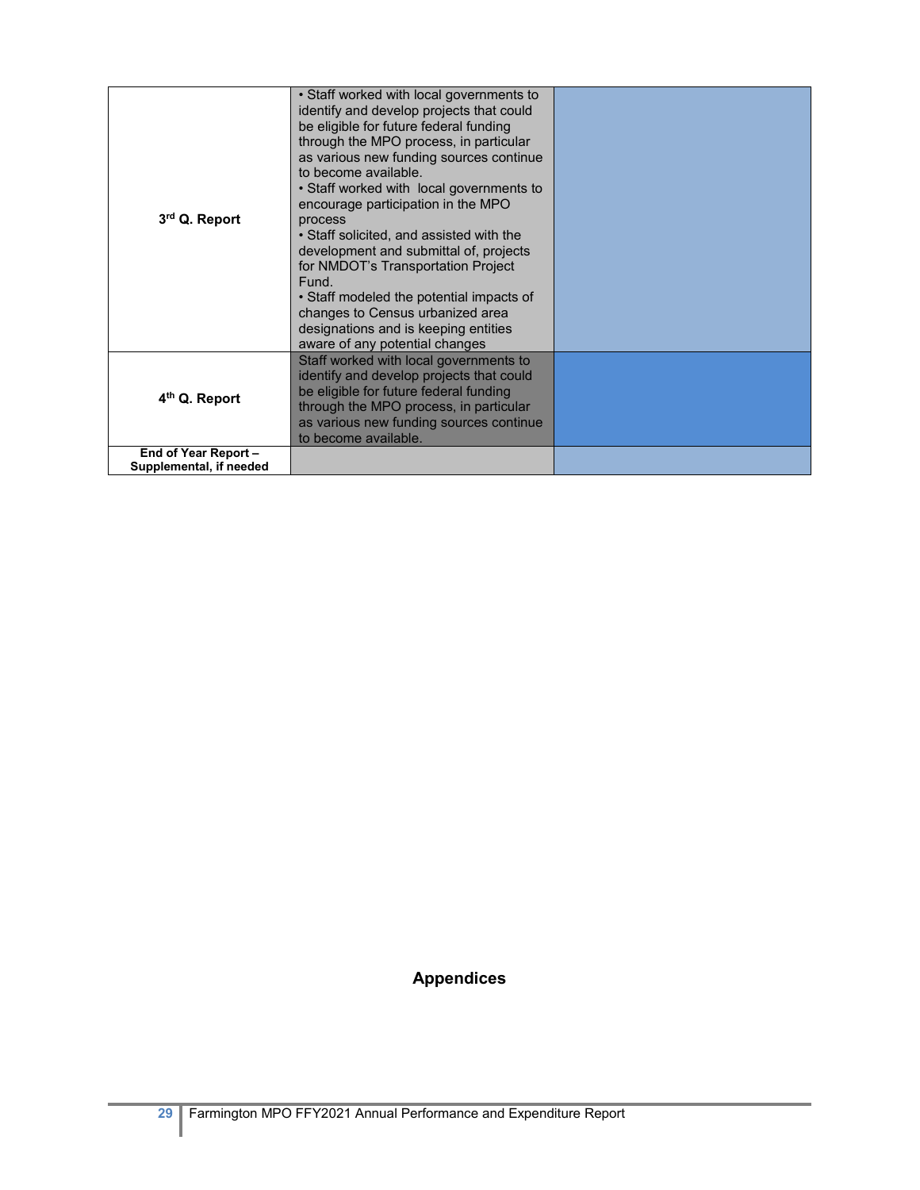| | | |
|---|---|---|
| **3rd Q. Report** | • Staff worked with local governments to identify and develop projects that could be eligible for future federal funding through the MPO process, in particular as various new funding sources continue to become available.<br>• Staff worked with local governments to encourage participation in the MPO process<br>• Staff solicited, and assisted with the development and submittal of, projects for NMDOT's Transportation Project Fund.<br>• Staff modeled the potential impacts of changes to Census urbanized area designations and is keeping entities aware of any potential changes | |
| **4th Q. Report** | Staff worked with local governments to identify and develop projects that could be eligible for future federal funding through the MPO process, in particular as various new funding sources continue to become available. | |
| **End of Year Report – Supplemental, if needed** | | |

## Appendices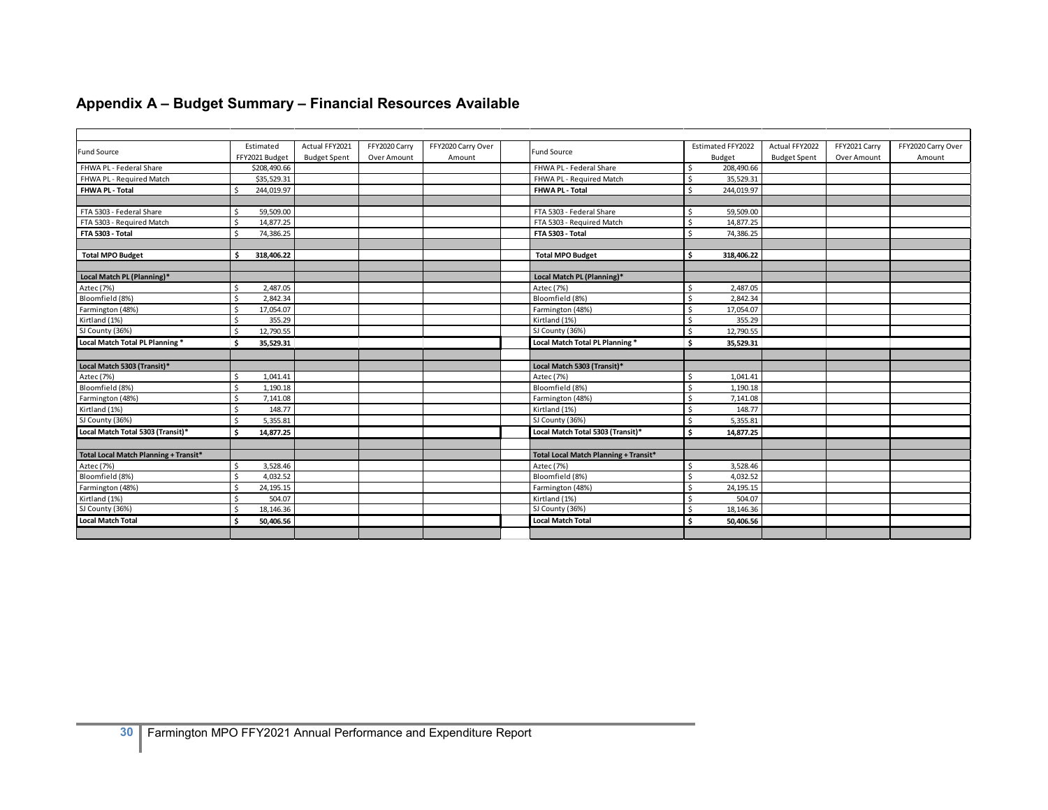## Appendix A – Budget Summary – Financial Resources Available

| Fund Source | Estimated FFY2021 Budget | Actual FFY2021 Budget Spent | FFY2020 Carry Over Amount | FFY2020 Carry Over Amount | | Fund Source | Estimated FFY2022 Budget | Actual FFY2022 Budget Spent | FFY2021 Carry Over Amount | FFY2020 Carry Over Amount |
|---|---|---|---|---|---|---|---|---|---|---|
| FHWA PL - Federal Share | $208,490.66 | | | | | FHWA PL - Federal Share | $ 208,490.66 | | | |
| FHWA PL - Required Match | $35,529.31 | | | | | FHWA PL - Required Match | $ 35,529.31 | | | |
| **FHWA PL - Total** | $ 244,019.97 | | | | | **FHWA PL - Total** | $ 244,019.97 | | | |
| | | | | | | | | | | |
| FTA 5303 - Federal Share | $ 59,509.00 | | | | | FTA 5303 - Federal Share | $ 59,509.00 | | | |
| FTA 5303 - Required Match | $ 14,877.25 | | | | | FTA 5303 - Required Match | $ 14,877.25 | | | |
| **FTA 5303 - Total** | $ 74,386.25 | | | | | **FTA 5303 - Total** | $ 74,386.25 | | | |
| | | | | | | | | | | |
| **Total MPO Budget** | **$ 318,406.22** | | | | | **Total MPO Budget** | **$ 318,406.22** | | | |
| | | | | | | | | | | |
| **Local Match PL (Planning)*** | | | | | | **Local Match PL (Planning)*** | | | | |
| Aztec (7%) | $ 2,487.05 | | | | | Aztec (7%) | $ 2,487.05 | | | |
| Bloomfield (8%) | $ 2,842.34 | | | | | Bloomfield (8%) | $ 2,842.34 | | | |
| Farmington (48%) | $ 17,054.07 | | | | | Farmington (48%) | $ 17,054.07 | | | |
| Kirtland (1%) | $ 355.29 | | | | | Kirtland (1%) | $ 355.29 | | | |
| SJ County (36%) | $ 12,790.55 | | | | | SJ County (36%) | $ 12,790.55 | | | |
| **Local Match Total PL Planning *** | **$ 35,529.31** | | | | | **Local Match Total PL Planning *** | **$ 35,529.31** | | | |
| | | | | | | | | | | |
| **Local Match 5303 (Transit)*** | | | | | | **Local Match 5303 (Transit)*** | | | | |
| Aztec (7%) | $ 1,041.41 | | | | | Aztec (7%) | $ 1,041.41 | | | |
| Bloomfield (8%) | $ 1,190.18 | | | | | Bloomfield (8%) | $ 1,190.18 | | | |
| Farmington (48%) | $ 7,141.08 | | | | | Farmington (48%) | $ 7,141.08 | | | |
| Kirtland (1%) | $ 148.77 | | | | | Kirtland (1%) | $ 148.77 | | | |
| SJ County (36%) | $ 5,355.81 | | | | | SJ County (36%) | $ 5,355.81 | | | |
| **Local Match Total 5303 (Transit)*** | **$ 14,877.25** | | | | | **Local Match Total 5303 (Transit)*** | **$ 14,877.25** | | | |
| | | | | | | | | | | |
| **Total Local Match Planning + Transit*** | | | | | | **Total Local Match Planning + Transit*** | | | | |
| Aztec (7%) | $ 3,528.46 | | | | | Aztec (7%) | $ 3,528.46 | | | |
| Bloomfield (8%) | $ 4,032.52 | | | | | Bloomfield (8%) | $ 4,032.52 | | | |
| Farmington (48%) | $ 24,195.15 | | | | | Farmington (48%) | $ 24,195.15 | | | |
| Kirtland (1%) | $ 504.07 | | | | | Kirtland (1%) | $ 504.07 | | | |
| SJ County (36%) | $ 18,146.36 | | | | | SJ County (36%) | $ 18,146.36 | | | |
| **Local Match Total** | **$ 50,406.56** | | | | | **Local Match Total** | **$ 50,406.56** | | | |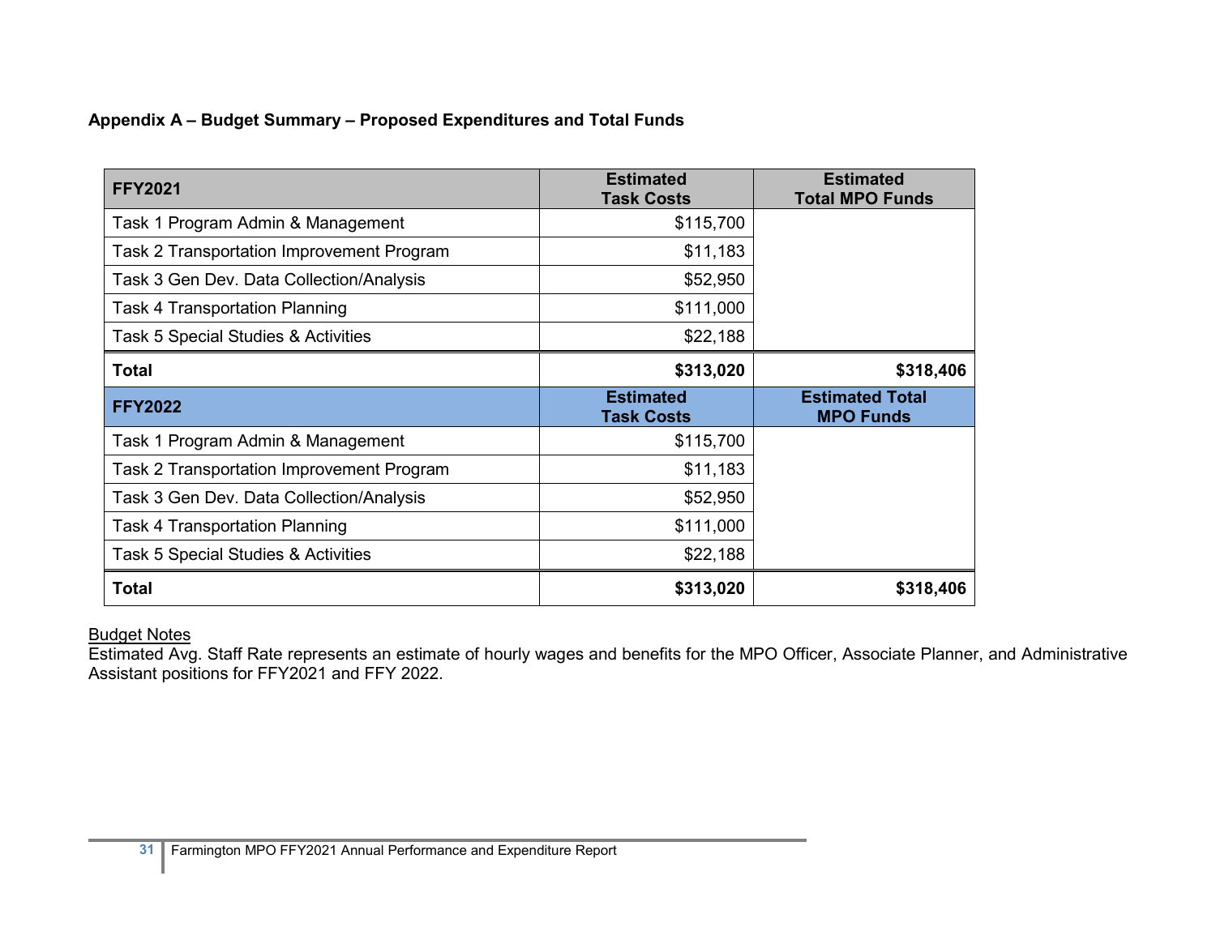**Appendix A – Budget Summary – Proposed Expenditures and Total Funds**

| FFY2021 | Estimated Task Costs | Estimated Total MPO Funds |
|---|---|---|
| Task 1 Program Admin & Management | $115,700 | |
| Task 2 Transportation Improvement Program | $11,183 | |
| Task 3 Gen Dev. Data Collection/Analysis | $52,950 | |
| Task 4 Transportation Planning | $111,000 | |
| Task 5 Special Studies & Activities | $22,188 | |
| **Total** | **$313,020** | **$318,406** |
| **FFY2022** | **Estimated Task Costs** | **Estimated Total MPO Funds** |
| Task 1 Program Admin & Management | $115,700 | |
| Task 2 Transportation Improvement Program | $11,183 | |
| Task 3 Gen Dev. Data Collection/Analysis | $52,950 | |
| Task 4 Transportation Planning | $111,000 | |
| Task 5 Special Studies & Activities | $22,188 | |
| **Total** | **$313,020** | **$318,406** |

Budget Notes

Estimated Avg. Staff Rate represents an estimate of hourly wages and benefits for the MPO Officer, Associate Planner, and Administrative Assistant positions for FFY2021 and FFY 2022.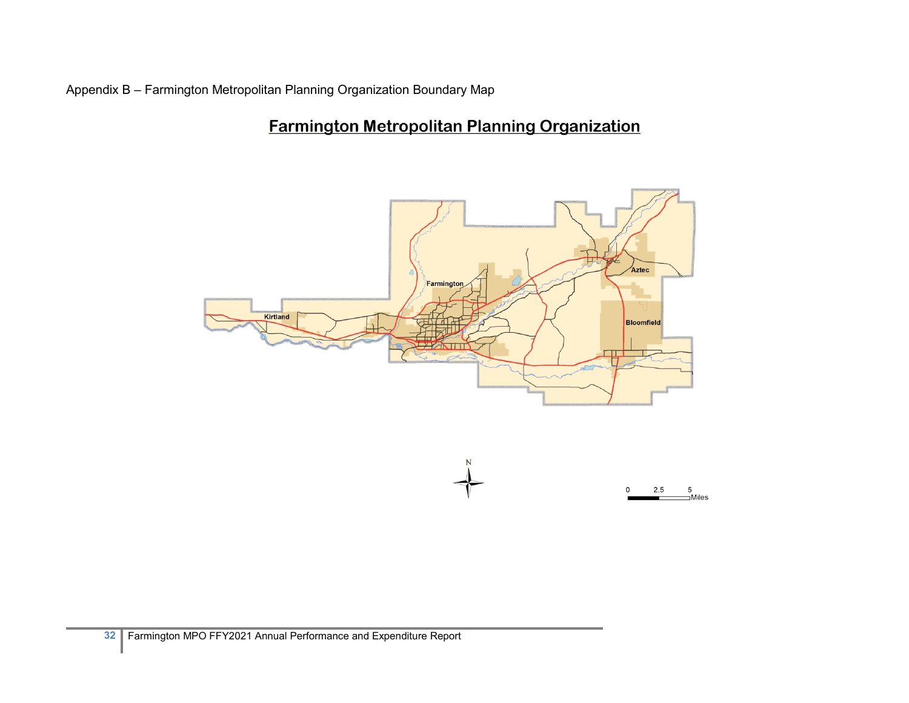Appendix B – Farmington Metropolitan Planning Organization Boundary Map

## Farmington Metropolitan Planning Organization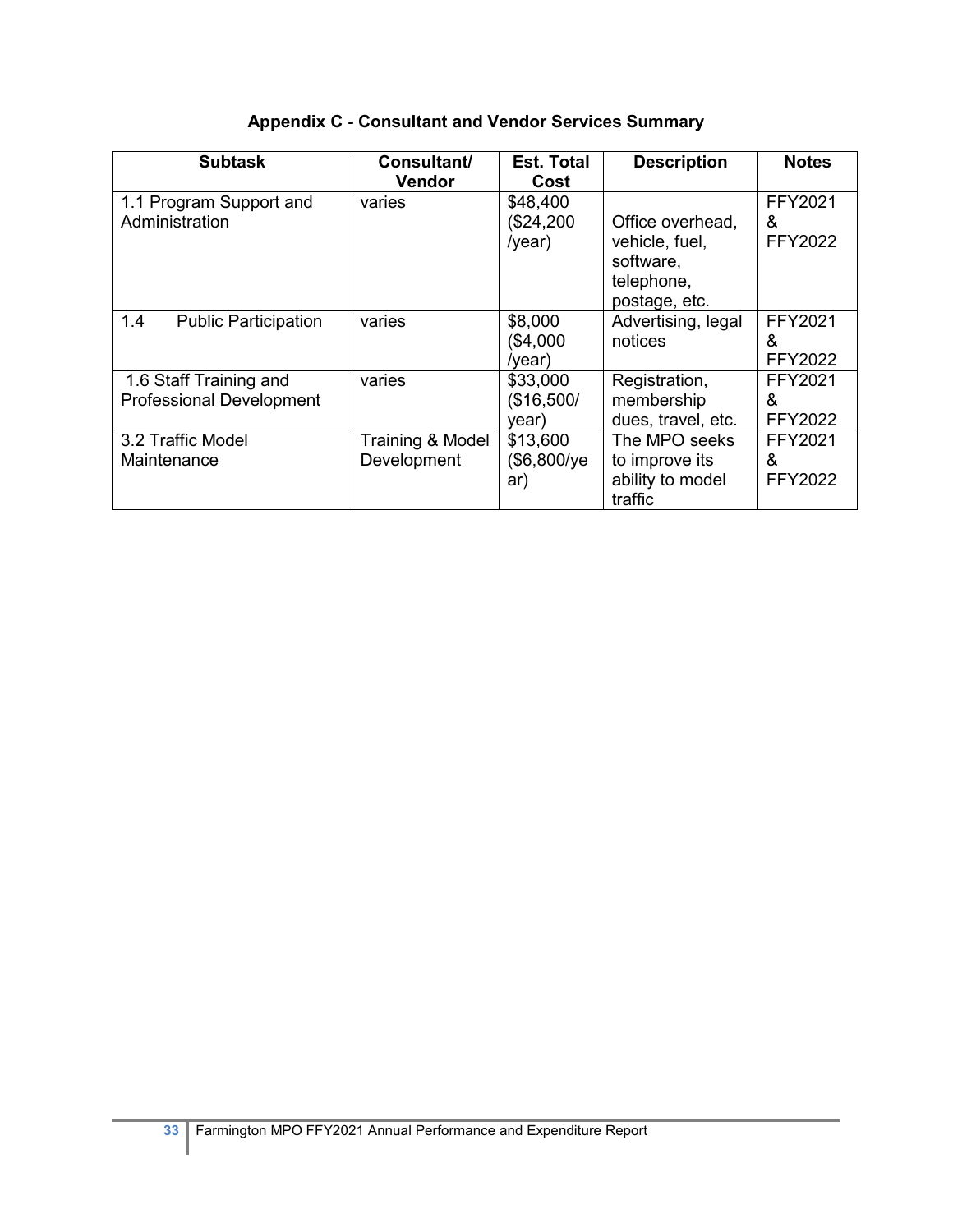## Appendix C - Consultant and Vendor Services Summary

| Subtask | Consultant/ Vendor | Est. Total Cost | Description | Notes |
|---|---|---|---|---|
| 1.1 Program Support and Administration | varies | $48,400 ($24,200 /year) | Office overhead, vehicle, fuel, software, telephone, postage, etc. | FFY2021 & FFY2022 |
| 1.4 Public Participation | varies | $8,000 ($4,000 /year) | Advertising, legal notices | FFY2021 & FFY2022 |
| 1.6 Staff Training and Professional Development | varies | $33,000 ($16,500/ year) | Registration, membership dues, travel, etc. | FFY2021 & FFY2022 |
| 3.2 Traffic Model Maintenance | Training & Model Development | $13,600 ($6,800/year) | The MPO seeks to improve its ability to model traffic | FFY2021 & FFY2022 |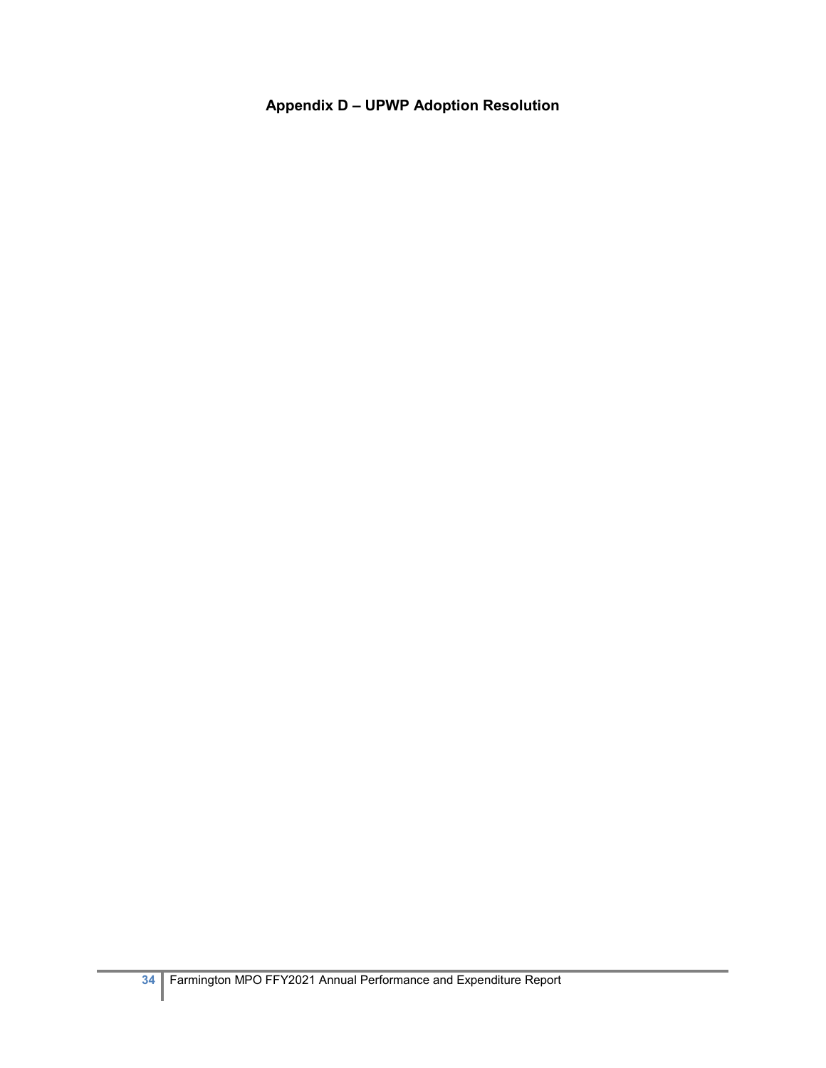## Appendix D – UPWP Adoption Resolution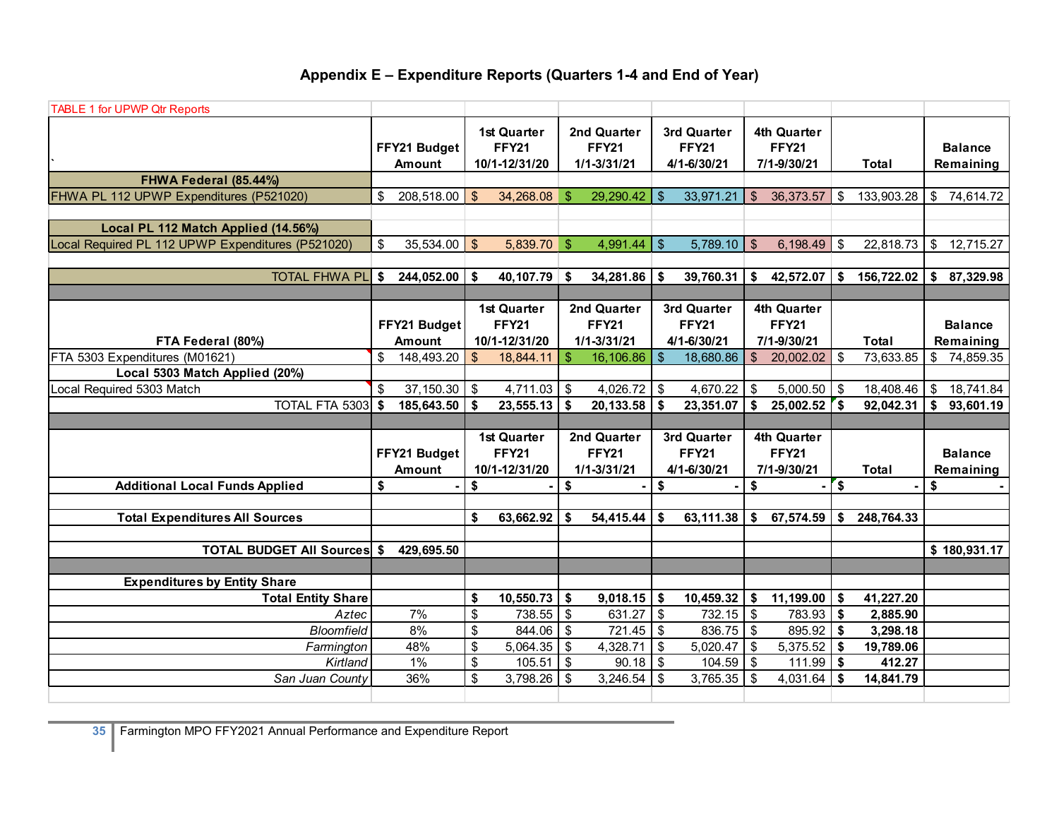# Appendix E – Expenditure Reports (Quarters 1-4 and End of Year)

TABLE 1 for UPWP Qtr Reports

| ` | FFY21 Budget Amount | 1st Quarter FFY21 10/1-12/31/20 | 2nd Quarter FFY21 1/1-3/31/21 | 3rd Quarter FFY21 4/1-6/30/21 | 4th Quarter FFY21 7/1-9/30/21 | Total | Balance Remaining |
|---|---|---|---|---|---|---|---|
| **FHWA Federal (85.44%)** | | | | | | | |
| FHWA PL 112 UPWP Expenditures (P521020) | $ 208,518.00 | $ 34,268.08 | $ 29,290.42 | $ 33,971.21 | $ 36,373.57 | $ 133,903.28 | $ 74,614.72 |
| **Local PL 112 Match Applied (14.56%)** | | | | | | | |
| Local Required PL 112 UPWP Expenditures (P521020) | $ 35,534.00 | $ 5,839.70 | $ 4,991.44 | $ 5,789.10 | $ 6,198.49 | $ 22,818.73 | $ 12,715.27 |
| TOTAL FHWA PL | **$ 244,052.00** | **$ 40,107.79** | **$ 34,281.86** | **$ 39,760.31** | **$ 42,572.07** | **$ 156,722.02** | **$ 87,329.98** |
| **FTA Federal (80%)** | **FFY21 Budget Amount** | **1st Quarter FFY21 10/1-12/31/20** | **2nd Quarter FFY21 1/1-3/31/21** | **3rd Quarter FFY21 4/1-6/30/21** | **4th Quarter FFY21 7/1-9/30/21** | **Total** | **Balance Remaining** |
| FTA 5303 Expenditures (M01621) | $ 148,493.20 | $ 18,844.11 | $ 16,106.86 | $ 18,680.86 | $ 20,002.02 | $ 73,633.85 | $ 74,859.35 |
| **Local 5303 Match Applied (20%)** | | | | | | | |
| Local Required 5303 Match | $ 37,150.30 | $ 4,711.03 | $ 4,026.72 | $ 4,670.22 | $ 5,000.50 | $ 18,408.46 | $ 18,741.84 |
| TOTAL FTA 5303 | **$ 185,643.50** | **$ 23,555.13** | **$ 20,133.58** | **$ 23,351.07** | **$ 25,002.52** | **$ 92,042.31** | **$ 93,601.19** |
| | **FFY21 Budget Amount** | **1st Quarter FFY21 10/1-12/31/20** | **2nd Quarter FFY21 1/1-3/31/21** | **3rd Quarter FFY21 4/1-6/30/21** | **4th Quarter FFY21 7/1-9/30/21** | **Total** | **Balance Remaining** |
| **Additional Local Funds Applied** | **$ -** | **$ -** | **$ -** | **$ -** | **$ -** | **$ -** | **$ -** |
| **Total Expenditures All Sources** | | **$ 63,662.92** | **$ 54,415.44** | **$ 63,111.38** | **$ 67,574.59** | **$ 248,764.33** | |
| **TOTAL BUDGET All Sources** | **$ 429,695.50** | | | | | | **$ 180,931.17** |
| **Expenditures by Entity Share** | | | | | | | |
| **Total Entity Share** | | **$ 10,550.73** | **$ 9,018.15** | **$ 10,459.32** | **$ 11,199.00** | **$ 41,227.20** | |
| *Aztec* | 7% | $ 738.55 | $ 631.27 | $ 732.15 | $ 783.93 | **$ 2,885.90** | |
| *Bloomfield* | 8% | $ 844.06 | $ 721.45 | $ 836.75 | $ 895.92 | **$ 3,298.18** | |
| *Farmington* | 48% | $ 5,064.35 | $ 4,328.71 | $ 5,020.47 | $ 5,375.52 | **$ 19,789.06** | |
| *Kirtland* | 1% | $ 105.51 | $ 90.18 | $ 104.59 | $ 111.99 | **$ 412.27** | |
| *San Juan County* | 36% | $ 3,798.26 | $ 3,246.54 | $ 3,765.35 | $ 4,031.64 | **$ 14,841.79** | |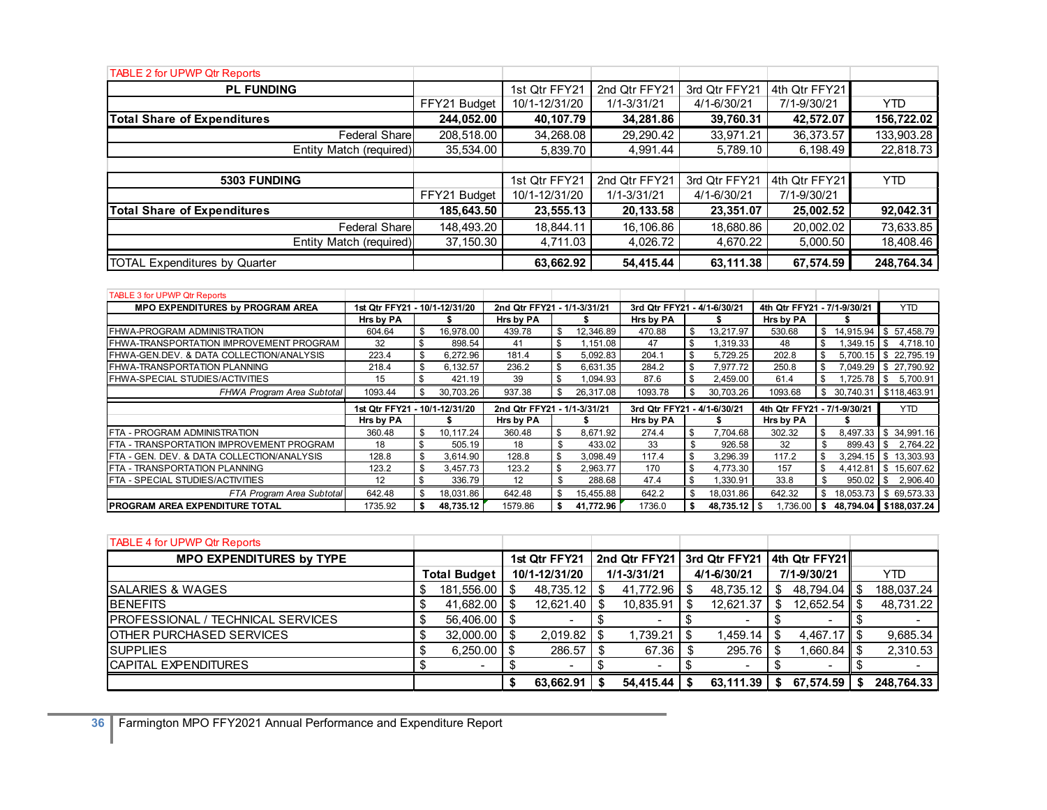TABLE 2 for UPWP Qtr Reports

| PL FUNDING | FFY21 Budget | 1st Qtr FFY21 10/1-12/31/20 | 2nd Qtr FFY21 1/1-3/31/21 | 3rd Qtr FFY21 4/1-6/30/21 | 4th Qtr FFY21 7/1-9/30/21 | YTD |
|---|---|---|---|---|---|---|
| **Total Share of Expenditures** | **244,052.00** | **40,107.79** | **34,281.86** | **39,760.31** | **42,572.07** | **156,722.02** |
| Federal Share | 208,518.00 | 34,268.08 | 29,290.42 | 33,971.21 | 36,373.57 | 133,903.28 |
| Entity Match (required) | 35,534.00 | 5,839.70 | 4,991.44 | 5,789.10 | 6,198.49 | 22,818.73 |

| 5303 FUNDING | FFY21 Budget | 1st Qtr FFY21 10/1-12/31/20 | 2nd Qtr FFY21 1/1-3/31/21 | 3rd Qtr FFY21 4/1-6/30/21 | 4th Qtr FFY21 7/1-9/30/21 | YTD |
|---|---|---|---|---|---|---|
| **Total Share of Expenditures** | **185,643.50** | **23,555.13** | **20,133.58** | **23,351.07** | **25,002.52** | **92,042.31** |
| Federal Share | 148,493.20 | 18,844.11 | 16,106.86 | 18,680.86 | 20,002.02 | 73,633.85 |
| Entity Match (required) | 37,150.30 | 4,711.03 | 4,026.72 | 4,670.22 | 5,000.50 | 18,408.46 |
| TOTAL Expenditures by Quarter | | **63,662.92** | **54,415.44** | **63,111.38** | **67,574.59** | **248,764.34** |

TABLE 3 for UPWP Qtr Reports

| MPO EXPENDITURES by PROGRAM AREA | 1st Qtr FFY21 - 10/1-12/31/20 | | 2nd Qtr FFY21 - 1/1-3/31/21 | | 3rd Qtr FFY21 - 4/1-6/30/21 | | 4th Qtr FFY21 - 7/1-9/30/21 | | YTD |
|---|---|---|---|---|---|---|---|---|---|
| | Hrs by PA | $ | Hrs by PA | $ | Hrs by PA | $ | Hrs by PA | $ | |
| FHWA-PROGRAM ADMINISTRATION | 604.64 | $ 16,978.00 | 439.78 | $ 12,346.89 | 470.88 | $ 13,217.97 | 530.68 | $ 14,915.94 | $ 57,458.79 |
| FHWA-TRANSPORTATION IMPROVEMENT PROGRAM | 32 | $ 898.54 | 41 | $ 1,151.08 | 47 | $ 1,319.33 | 48 | $ 1,349.15 | $ 4,718.10 |
| FHWA-GEN.DEV. & DATA COLLECTION/ANALYSIS | 223.4 | $ 6,272.96 | 181.4 | $ 5,092.83 | 204.1 | $ 5,729.25 | 202.8 | $ 5,700.15 | $ 22,795.19 |
| FHWA-TRANSPORTATION PLANNING | 218.4 | $ 6,132.57 | 236.2 | $ 6,631.35 | 284.2 | $ 7,977.72 | 250.8 | $ 7,049.29 | $ 27,790.92 |
| FHWA-SPECIAL STUDIES/ACTIVITIES | 15 | $ 421.19 | 39 | $ 1,094.93 | 87.6 | $ 2,459.00 | 61.4 | $ 1,725.78 | $ 5,700.91 |
| *FHWA Program Area Subtotal* | 1093.44 | $ 30,703.26 | 937.38 | $ 26,317.08 | 1093.78 | $ 30,703.26 | 1093.68 | $ 30,740.31 | $118,463.91 |
| | **1st Qtr FFY21 - 10/1-12/31/20** | | **2nd Qtr FFY21 - 1/1-3/31/21** | | **3rd Qtr FFY21 - 4/1-6/30/21** | | **4th Qtr FFY21 - 7/1-9/30/21** | | **YTD** |
| | **Hrs by PA** | **$** | **Hrs by PA** | **$** | **Hrs by PA** | **$** | **Hrs by PA** | **$** | |
| FTA - PROGRAM ADMINISTRATION | 360.48 | $ 10,117.24 | 360.48 | $ 8,671.92 | 274.4 | $ 7,704.68 | 302.32 | $ 8,497.33 | $ 34,991.16 |
| FTA - TRANSPORTATION IMPROVEMENT PROGRAM | 18 | $ 505.19 | 18 | $ 433.02 | 33 | $ 926.58 | 32 | $ 899.43 | $ 2,764.22 |
| FTA - GEN. DEV. & DATA COLLECTION/ANALYSIS | 128.8 | $ 3,614.90 | 128.8 | $ 3,098.49 | 117.4 | $ 3,296.39 | 117.2 | $ 3,294.15 | $ 13,303.93 |
| FTA - TRANSPORTATION PLANNING | 123.2 | $ 3,457.73 | 123.2 | $ 2,963.77 | 170 | $ 4,773.30 | 157 | $ 4,412.81 | $ 15,607.62 |
| FTA - SPECIAL STUDIES/ACTIVITIES | 12 | $ 336.79 | 12 | $ 288.68 | 47.4 | $ 1,330.91 | 33.8 | $ 950.02 | $ 2,906.40 |
| *FTA Program Area Subtotal* | 642.48 | $ 18,031.86 | 642.48 | $ 15,455.88 | 642.2 | $ 18,031.86 | 642.32 | $ 18,053.73 | $ 69,573.33 |
| **PROGRAM AREA EXPENDITURE TOTAL** | 1735.92 | **$ 48,735.12** | 1579.86 | **$ 41,772.96** | 1736.0 | **$ 48,735.12** | $ 1,736.00 | **$ 48,794.04** | **$188,037.24** |

TABLE 4 for UPWP Qtr Reports

| MPO EXPENDITURES by TYPE | Total Budget | 1st Qtr FFY21 10/1-12/31/20 | 2nd Qtr FFY21 1/1-3/31/21 | 3rd Qtr FFY21 4/1-6/30/21 | 4th Qtr FFY21 7/1-9/30/21 | YTD |
|---|---|---|---|---|---|---|
| SALARIES & WAGES | $ 181,556.00 | $ 48,735.12 | $ 41,772.96 | $ 48,735.12 | $ 48,794.04 | $ 188,037.24 |
| BENEFITS | $ 41,682.00 | $ 12,621.40 | $ 10,835.91 | $ 12,621.37 | $ 12,652.54 | $ 48,731.22 |
| PROFESSIONAL / TECHNICAL SERVICES | $ 56,406.00 | $ - | $ - | $ - | $ - | $ - |
| OTHER PURCHASED SERVICES | $ 32,000.00 | $ 2,019.82 | $ 1,739.21 | $ 1,459.14 | $ 4,467.17 | $ 9,685.34 |
| SUPPLIES | $ 6,250.00 | $ 286.57 | $ 67.36 | $ 295.76 | $ 1,660.84 | $ 2,310.53 |
| CAPITAL EXPENDITURES | $ - | $ - | $ - | $ - | $ - | $ - |
| | | **$ 63,662.91** | **$ 54,415.44** | **$ 63,111.39** | **$ 67,574.59** | **$ 248,764.33** |

Farmington MPO FFY2021 Annual Performance and Expenditure Report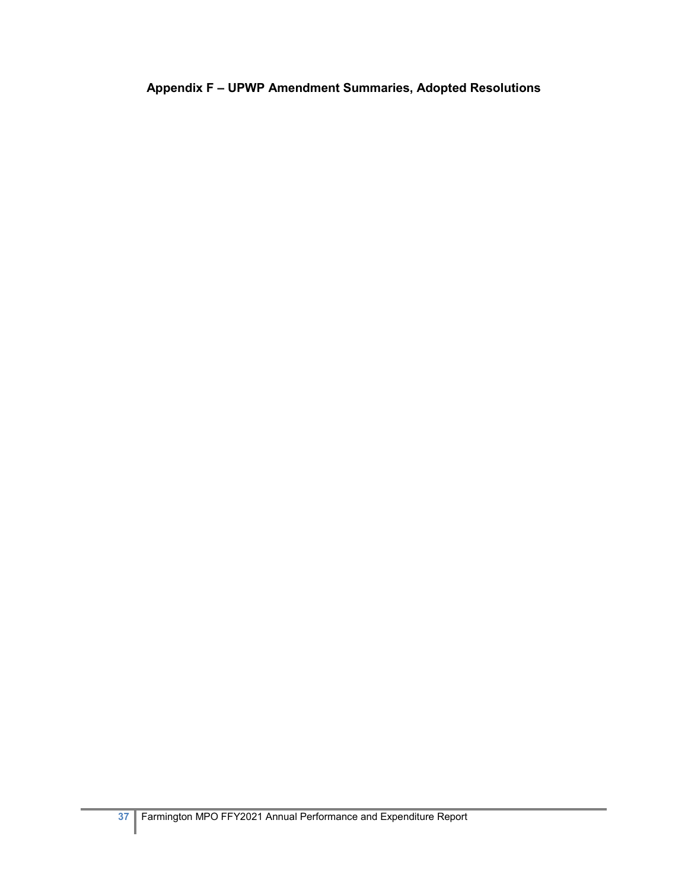# Appendix F – UPWP Amendment Summaries, Adopted Resolutions